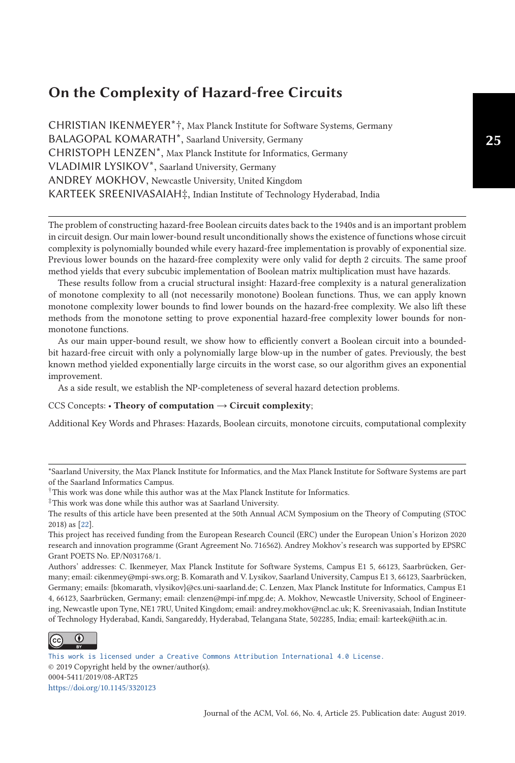# On the Complexity of Hazard-free Circuits

CHRISTIAN IKENMEYER*†, Max Planck Institute for Software Systems, Germany
BALAGOPAL KOMARATH*, Saarland University, Germany
CHRISTOPH LENZEN*, Max Planck Institute for Informatics, Germany
VLADIMIR LYSIKOV*, Saarland University, Germany
ANDREY MOKHOV, Newcastle University, United Kingdom
KARTEEK SREENIVASAIAH‡, Indian Institute of Technology Hyderabad, India

The problem of constructing hazard-free Boolean circuits dates back to the 1940s and is an important problem in circuit design. Our main lower-bound result unconditionally shows the existence of functions whose circuit complexity is polynomially bounded while every hazard-free implementation is provably of exponential size. Previous lower bounds on the hazard-free complexity were only valid for depth 2 circuits. The same proof method yields that every subcubic implementation of Boolean matrix multiplication must have hazards.

These results follow from a crucial structural insight: Hazard-free complexity is a natural generalization of monotone complexity to all (not necessarily monotone) Boolean functions. Thus, we can apply known monotone complexity lower bounds to find lower bounds on the hazard-free complexity. We also lift these methods from the monotone setting to prove exponential hazard-free complexity lower bounds for non-monotone functions.

As our main upper-bound result, we show how to efficiently convert a Boolean circuit into a bounded-bit hazard-free circuit with only a polynomially large blow-up in the number of gates. Previously, the best known method yielded exponentially large circuits in the worst case, so our algorithm gives an exponential improvement.

As a side result, we establish the NP-completeness of several hazard detection problems.

CCS Concepts: • **Theory of computation → Circuit complexity**;

Additional Key Words and Phrases: Hazards, Boolean circuits, monotone circuits, computational complexity

*Saarland University, the Max Planck Institute for Informatics, and the Max Planck Institute for Software Systems are part of the Saarland Informatics Campus.

†This work was done while this author was at the Max Planck Institute for Informatics.

‡This work was done while this author was at Saarland University.

The results of this article have been presented at the 50th Annual ACM Symposium on the Theory of Computing (STOC 2018) as [22].

This project has received funding from the European Research Council (ERC) under the European Union's Horizon 2020 research and innovation programme (Grant Agreement No. 716562). Andrey Mokhov's research was supported by EPSRC Grant POETS No. EP/N031768/1.

Authors' addresses: C. Ikenmeyer, Max Planck Institute for Software Systems, Campus E1 5, 66123, Saarbrücken, Germany; email: cikenmey@mpi-sws.org; B. Komarath and V. Lysikov, Saarland University, Campus E1 3, 66123, Saarbrücken, Germany; emails: {bkomarath, vlysikov}@cs.uni-saarland.de; C. Lenzen, Max Planck Institute for Informatics, Campus E1 4, 66123, Saarbrücken, Germany; email: clenzen@mpi-inf.mpg.de; A. Mokhov, Newcastle University, School of Engineering, Newcastle upon Tyne, NE1 7RU, United Kingdom; email: andrey.mokhov@ncl.ac.uk; K. Sreenivasaiah, Indian Institute of Technology Hyderabad, Kandi, Sangareddy, Hyderabad, Telangana State, 502285, India; email: karteek@iith.ac.in.

This work is licensed under a Creative Commons Attribution International 4.0 License.

© 2019 Copyright held by the owner/author(s).
0004-5411/2019/08-ART25
https://doi.org/10.1145/3320123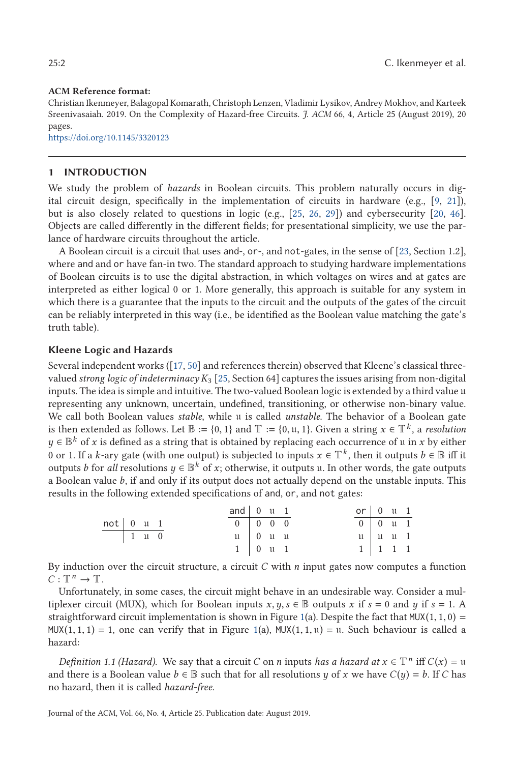**ACM Reference format:**

Christian Ikenmeyer, Balagopal Komarath, Christoph Lenzen, Vladimir Lysikov, Andrey Mokhov, and Karteek Sreenivasaiah. 2019. On the Complexity of Hazard-free Circuits. *J. ACM* 66, 4, Article 25 (August 2019), 20 pages.
https://doi.org/10.1145/3320123

## 1 INTRODUCTION

We study the problem of *hazards* in Boolean circuits. This problem naturally occurs in digital circuit design, specifically in the implementation of circuits in hardware (e.g., [9, 21]), but is also closely related to questions in logic (e.g., [25, 26, 29]) and cybersecurity [20, 46]. Objects are called differently in the different fields; for presentational simplicity, we use the parlance of hardware circuits throughout the article.

A Boolean circuit is a circuit that uses and-, or-, and not-gates, in the sense of [23, Section 1.2], where and and or have fan-in two. The standard approach to studying hardware implementations of Boolean circuits is to use the digital abstraction, in which voltages on wires and at gates are interpreted as either logical 0 or 1. More generally, this approach is suitable for any system in which there is a guarantee that the inputs to the circuit and the outputs of the gates of the circuit can be reliably interpreted in this way (i.e., be identified as the Boolean value matching the gate's truth table).

### Kleene Logic and Hazards

Several independent works ([17, 50] and references therein) observed that Kleene's classical three-valued *strong logic of indeterminacy* $K_3$ [25, Section 64] captures the issues arising from non-digital inputs. The idea is simple and intuitive. The two-valued Boolean logic is extended by a third value $\mathfrak{u}$ representing any unknown, uncertain, undefined, transitioning, or otherwise non-binary value. We call both Boolean values *stable*, while $\mathfrak{u}$ is called *unstable*. The behavior of a Boolean gate is then extended as follows. Let $\mathbb{B} := \{0, 1\}$ and $\mathbb{T} := \{0, \mathfrak{u}, 1\}$. Given a string $x \in \mathbb{T}^k$, a *resolution* $y \in \mathbb{B}^k$ of $x$ is defined as a string that is obtained by replacing each occurrence of $\mathfrak{u}$ in $x$ by either 0 or 1. If a $k$-ary gate (with one output) is subjected to inputs $x \in \mathbb{T}^k$, then it outputs $b \in \mathbb{B}$ iff it outputs $b$ for *all* resolutions $y \in \mathbb{B}^k$ of $x$; otherwise, it outputs $\mathfrak{u}$. In other words, the gate outputs a Boolean value $b$, if and only if its output does not actually depend on the unstable inputs. This results in the following extended specifications of and, or, and not gates:

| not | 0 | $\mathfrak{u}$ | 1 |
|---|---|---|---|
| | 1 | $\mathfrak{u}$ | 0 |

| and | 0 | $\mathfrak{u}$ | 1 |
|---|---|---|---|
| 0 | 0 | 0 | 0 |
| $\mathfrak{u}$ | 0 | $\mathfrak{u}$ | $\mathfrak{u}$ |
| 1 | 0 | $\mathfrak{u}$ | 1 |

| or | 0 | $\mathfrak{u}$ | 1 |
|---|---|---|---|
| 0 | 0 | $\mathfrak{u}$ | 1 |
| $\mathfrak{u}$ | $\mathfrak{u}$ | $\mathfrak{u}$ | 1 |
| 1 | 1 | 1 | 1 |

By induction over the circuit structure, a circuit $C$ with $n$ input gates now computes a function $C : \mathbb{T}^n \to \mathbb{T}$.

Unfortunately, in some cases, the circuit might behave in an undesirable way. Consider a multiplexer circuit (MUX), which for Boolean inputs $x, y, s \in \mathbb{B}$ outputs $x$ if $s = 0$ and $y$ if $s = 1$. A straightforward circuit implementation is shown in Figure 1(a). Despite the fact that $\text{MUX}(1, 1, 0) = \text{MUX}(1, 1, 1) = 1$, one can verify that in Figure 1(a), $\text{MUX}(1, 1, \mathfrak{u}) = \mathfrak{u}$. Such behaviour is called a hazard:

*Definition 1.1 (Hazard).* We say that a circuit $C$ on $n$ inputs *has a hazard at* $x \in \mathbb{T}^n$ iff $C(x) = \mathfrak{u}$ and there is a Boolean value $b \in \mathbb{B}$ such that for all resolutions $y$ of $x$ we have $C(y) = b$. If $C$ has no hazard, then it is called *hazard-free*.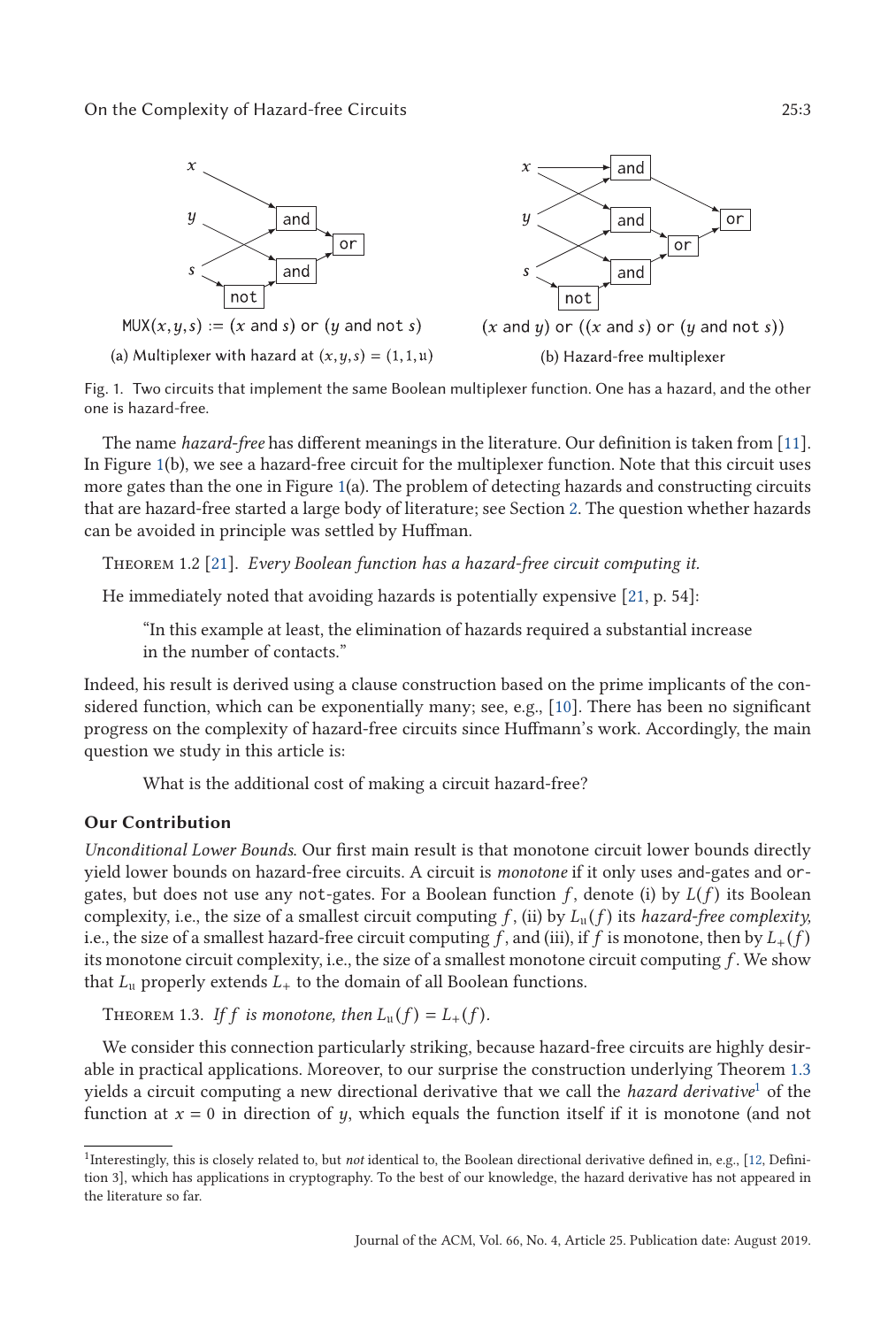$\mathtt{MUX}(x, y, s) := (x \text{ and } s) \text{ or } (y \text{ and not } s)$

(a) Multiplexer with hazard at $(x, y, s) = (1, 1, \mathfrak{u})$

$(x \text{ and } y) \text{ or } ((x \text{ and } s) \text{ or } (y \text{ and not } s))$

(b) Hazard-free multiplexer

Fig. 1. Two circuits that implement the same Boolean multiplexer function. One has a hazard, and the other one is hazard-free.

The name *hazard-free* has different meanings in the literature. Our definition is taken from [11]. In Figure 1(b), we see a hazard-free circuit for the multiplexer function. Note that this circuit uses more gates than the one in Figure 1(a). The problem of detecting hazards and constructing circuits that are hazard-free started a large body of literature; see Section 2. The question whether hazards can be avoided in principle was settled by Huffman.

Theorem 1.2 [21]. *Every Boolean function has a hazard-free circuit computing it.*

He immediately noted that avoiding hazards is potentially expensive [21, p. 54]:

> "In this example at least, the elimination of hazards required a substantial increase in the number of contacts."

Indeed, his result is derived using a clause construction based on the prime implicants of the considered function, which can be exponentially many; see, e.g., [10]. There has been no significant progress on the complexity of hazard-free circuits since Huffmann's work. Accordingly, the main question we study in this article is:

> What is the additional cost of making a circuit hazard-free?

### Our Contribution

*Unconditional Lower Bounds.* Our first main result is that monotone circuit lower bounds directly yield lower bounds on hazard-free circuits. A circuit is *monotone* if it only uses and-gates and or-gates, but does not use any not-gates. For a Boolean function $f$, denote (i) by $L(f)$ its Boolean complexity, i.e., the size of a smallest circuit computing $f$, (ii) by $L_{\mathfrak{u}}(f)$ its *hazard-free complexity,* i.e., the size of a smallest hazard-free circuit computing $f$, and (iii), if $f$ is monotone, then by $L_+(f)$ its monotone circuit complexity, i.e., the size of a smallest monotone circuit computing $f$. We show that $L_{\mathfrak{u}}$ properly extends $L_+$ to the domain of all Boolean functions.

Theorem 1.3. *If $f$ is monotone, then $L_{\mathfrak{u}}(f) = L_+(f)$.*

We consider this connection particularly striking, because hazard-free circuits are highly desirable in practical applications. Moreover, to our surprise the construction underlying Theorem 1.3 yields a circuit computing a new directional derivative that we call the *hazard derivative*[1] of the function at $x = 0$ in direction of $y$, which equals the function itself if it is monotone (and not

[1] Interestingly, this is closely related to, but *not* identical to, the Boolean directional derivative defined in, e.g., [12, Definition 3], which has applications in cryptography. To the best of our knowledge, the hazard derivative has not appeared in the literature so far.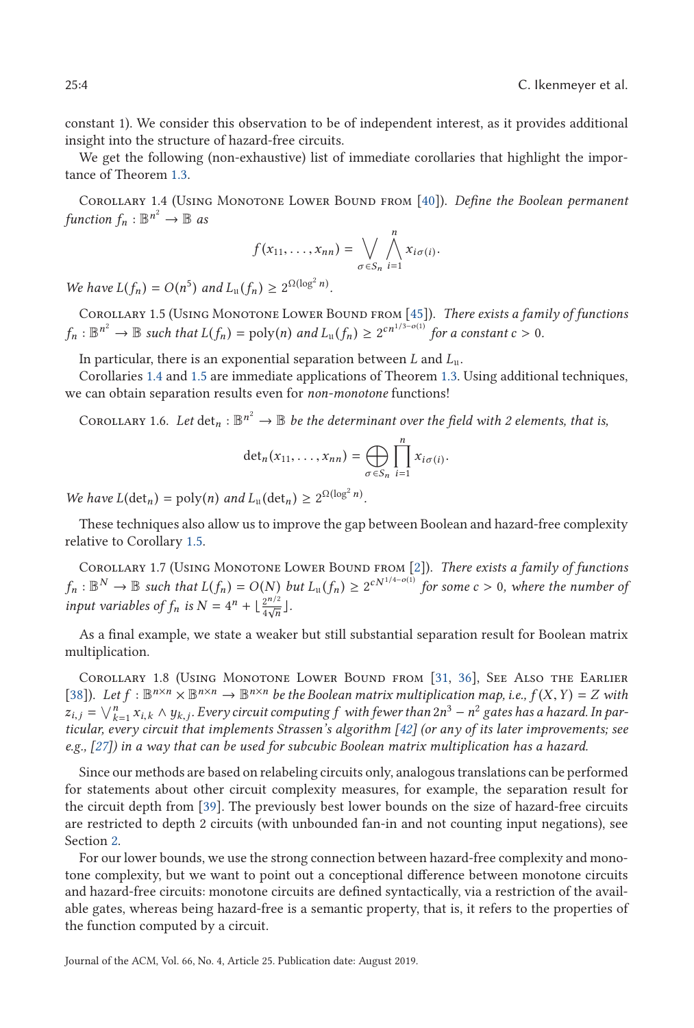constant 1). We consider this observation to be of independent interest, as it provides additional insight into the structure of hazard-free circuits.

We get the following (non-exhaustive) list of immediate corollaries that highlight the importance of Theorem 1.3.

Corollary 1.4 (Using Monotone Lower Bound from [40]). *Define the Boolean permanent function* $f_n : \mathbb{B}^{n^2} \to \mathbb{B}$ *as*

$$f(x_{11}, \ldots, x_{nn}) = \bigvee_{\sigma \in S_n} \bigwedge_{i=1}^{n} x_{i\sigma(i)}.$$

*We have* $L(f_n) = O(n^5)$ *and* $L_{\mathrm{u}}(f_n) \geq 2^{\Omega(\log^2 n)}$.

Corollary 1.5 (Using Monotone Lower Bound from [45]). *There exists a family of functions* $f_n : \mathbb{B}^{n^2} \to \mathbb{B}$ *such that* $L(f_n) = \mathrm{poly}(n)$ *and* $L_{\mathrm{u}}(f_n) \geq 2^{cn^{1/3-o(1)}}$ *for a constant* $c > 0$.

In particular, there is an exponential separation between $L$ and $L_{\mathrm{u}}$.

Corollaries 1.4 and 1.5 are immediate applications of Theorem 1.3. Using additional techniques, we can obtain separation results even for *non-monotone* functions!

Corollary 1.6. *Let* $\det_n : \mathbb{B}^{n^2} \to \mathbb{B}$ *be the determinant over the field with 2 elements, that is,*

$$\det_n(x_{11}, \ldots, x_{nn}) = \bigoplus_{\sigma \in S_n} \prod_{i=1}^{n} x_{i\sigma(i)}.$$

*We have* $L(\det_n) = \mathrm{poly}(n)$ *and* $L_{\mathrm{u}}(\det_n) \geq 2^{\Omega(\log^2 n)}$.

These techniques also allow us to improve the gap between Boolean and hazard-free complexity relative to Corollary 1.5.

Corollary 1.7 (Using Monotone Lower Bound from [2]). *There exists a family of functions* $f_n : \mathbb{B}^N \to \mathbb{B}$ *such that* $L(f_n) = O(N)$ *but* $L_{\mathrm{u}}(f_n) \geq 2^{cN^{1/4-o(1)}}$ *for some* $c > 0$*, where the number of input variables of* $f_n$ *is* $N = 4^n + \lfloor \frac{2^{n/2}}{4\sqrt{n}} \rfloor$.

As a final example, we state a weaker but still substantial separation result for Boolean matrix multiplication.

Corollary 1.8 (Using Monotone Lower Bound from [31, 36], See Also the Earlier [38]). *Let* $f : \mathbb{B}^{n \times n} \times \mathbb{B}^{n \times n} \to \mathbb{B}^{n \times n}$ *be the Boolean matrix multiplication map, i.e.,* $f(X, Y) = Z$ *with* $z_{i,j} = \bigvee_{k=1}^{n} x_{i,k} \wedge y_{k,j}$. *Every circuit computing* $f$ *with fewer than* $2n^3 - n^2$ *gates has a hazard. In particular, every circuit that implements Strassen's algorithm [42] (or any of its later improvements; see e.g., [27]) in a way that can be used for subcubic Boolean matrix multiplication has a hazard.*

Since our methods are based on relabeling circuits only, analogous translations can be performed for statements about other circuit complexity measures, for example, the separation result for the circuit depth from [39]. The previously best lower bounds on the size of hazard-free circuits are restricted to depth 2 circuits (with unbounded fan-in and not counting input negations), see Section 2.

For our lower bounds, we use the strong connection between hazard-free complexity and monotone complexity, but we want to point out a conceptional difference between monotone circuits and hazard-free circuits: monotone circuits are defined syntactically, via a restriction of the available gates, whereas being hazard-free is a semantic property, that is, it refers to the properties of the function computed by a circuit.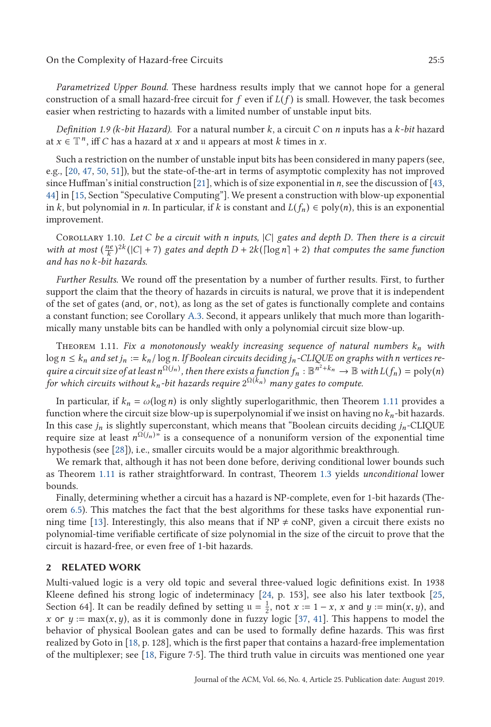*Parametrized Upper Bound.* These hardness results imply that we cannot hope for a general construction of a small hazard-free circuit for $f$ even if $L(f)$ is small. However, the task becomes easier when restricting to hazards with a limited number of unstable input bits.

*Definition 1.9 ($k$-bit Hazard).* For a natural number $k$, a circuit $C$ on $n$ inputs has a $k$-*bit* hazard at $x \in \mathbb{T}^n$, iff $C$ has a hazard at $x$ and $\mathfrak{u}$ appears at most $k$ times in $x$.

Such a restriction on the number of unstable input bits has been considered in many papers (see, e.g., [20, 47, 50, 51]), but the state-of-the-art in terms of asymptotic complexity has not improved since Huffman's initial construction [21], which is of size exponential in $n$, see the discussion of [43, 44] in [15, Section "Speculative Computing"]. We present a construction with blow-up exponential in $k$, but polynomial in $n$. In particular, if $k$ is constant and $L(f_n) \in \text{poly}(n)$, this is an exponential improvement.

Corollary 1.10. *Let $C$ be a circuit with $n$ inputs, $|C|$ gates and depth $D$. Then there is a circuit with at most $(\frac{ne}{k})^{2k}(|C| + 7)$ gates and depth $D + 2k(\lceil \log n \rceil + 2)$ that computes the same function and has no $k$-bit hazards.*

*Further Results.* We round off the presentation by a number of further results. First, to further support the claim that the theory of hazards in circuits is natural, we prove that it is independent of the set of gates (`and`, `or`, `not`), as long as the set of gates is functionally complete and contains a constant function; see Corollary A.3. Second, it appears unlikely that much more than logarithmically many unstable bits can be handled with only a polynomial circuit size blow-up.

Theorem 1.11. *Fix a monotonously weakly increasing sequence of natural numbers $k_n$ with $\log n \leq k_n$ and set $j_n := k_n / \log n$. If Boolean circuits deciding $j_n$-CLIQUE on graphs with $n$ vertices require a circuit size of at least $n^{\Omega(j_n)}$, then there exists a function $f_n : \mathbb{B}^{n^2+k_n} \to \mathbb{B}$ with $L(f_n) = \text{poly}(n)$ for which circuits without $k_n$-bit hazards require $2^{\Omega(k_n)}$ many gates to compute.*

In particular, if $k_n = \omega(\log n)$ is only slightly superlogarithmic, then Theorem 1.11 provides a function where the circuit size blow-up is superpolynomial if we insist on having no $k_n$-bit hazards. In this case $j_n$ is slightly superconstant, which means that "Boolean circuits deciding $j_n$-CLIQUE require size at least $n^{\Omega(j_n)}$" is a consequence of a nonuniform version of the exponential time hypothesis (see [28]), i.e., smaller circuits would be a major algorithmic breakthrough.

We remark that, although it has not been done before, deriving conditional lower bounds such as Theorem 1.11 is rather straightforward. In contrast, Theorem 1.3 yields *unconditional* lower bounds.

Finally, determining whether a circuit has a hazard is NP-complete, even for 1-bit hazards (Theorem 6.5). This matches the fact that the best algorithms for these tasks have exponential running time [13]. Interestingly, this also means that if NP $\neq$ coNP, given a circuit there exists no polynomial-time verifiable certificate of size polynomial in the size of the circuit to prove that the circuit is hazard-free, or even free of 1-bit hazards.

## 2 RELATED WORK

Multi-valued logic is a very old topic and several three-valued logic definitions exist. In 1938 Kleene defined his strong logic of indeterminacy [24, p. 153], see also his later textbook [25, Section 64]. It can be readily defined by setting $\mathfrak{u} = \frac{1}{2}$, `not` $x := 1 - x$, $x$ `and` $y := \min(x, y)$, and $x$ `or` $y := \max(x, y)$, as it is commonly done in fuzzy logic [37, 41]. This happens to model the behavior of physical Boolean gates and can be used to formally define hazards. This was first realized by Goto in [18, p. 128], which is the first paper that contains a hazard-free implementation of the multiplexer; see [18, Figure 7·5]. The third truth value in circuits was mentioned one year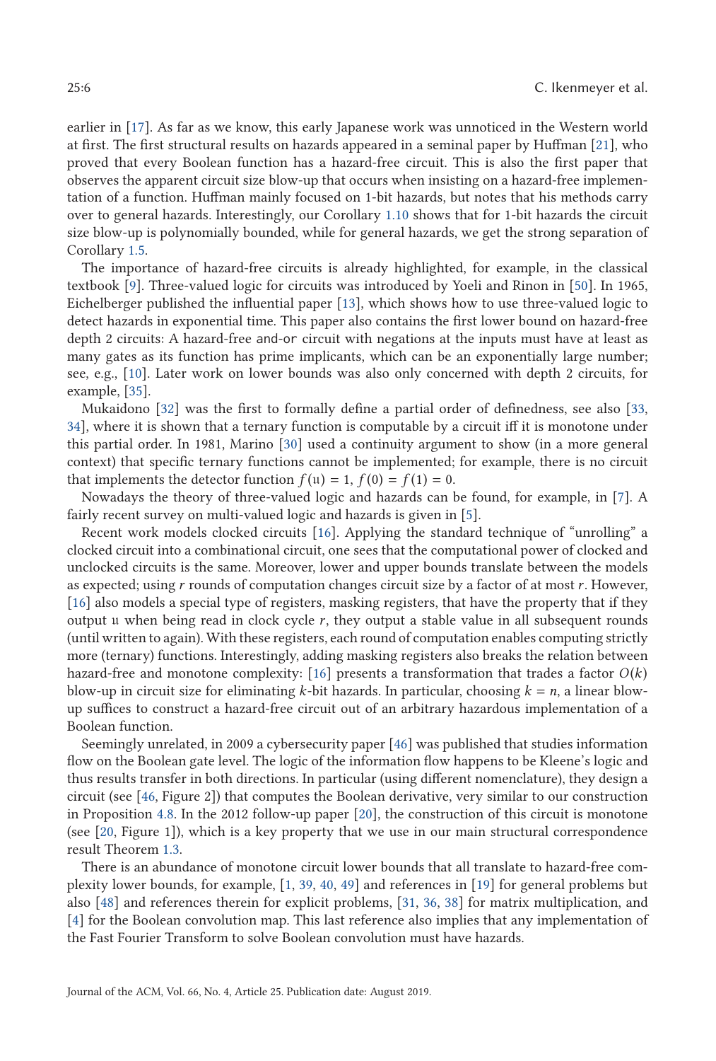earlier in [17]. As far as we know, this early Japanese work was unnoticed in the Western world at first. The first structural results on hazards appeared in a seminal paper by Huffman [21], who proved that every Boolean function has a hazard-free circuit. This is also the first paper that observes the apparent circuit size blow-up that occurs when insisting on a hazard-free implementation of a function. Huffman mainly focused on 1-bit hazards, but notes that his methods carry over to general hazards. Interestingly, our Corollary 1.10 shows that for 1-bit hazards the circuit size blow-up is polynomially bounded, while for general hazards, we get the strong separation of Corollary 1.5.

The importance of hazard-free circuits is already highlighted, for example, in the classical textbook [9]. Three-valued logic for circuits was introduced by Yoeli and Rinon in [50]. In 1965, Eichelberger published the influential paper [13], which shows how to use three-valued logic to detect hazards in exponential time. This paper also contains the first lower bound on hazard-free depth 2 circuits: A hazard-free and-or circuit with negations at the inputs must have at least as many gates as its function has prime implicants, which can be an exponentially large number; see, e.g., [10]. Later work on lower bounds was also only concerned with depth 2 circuits, for example, [35].

Mukaidono [32] was the first to formally define a partial order of definedness, see also [33, 34], where it is shown that a ternary function is computable by a circuit iff it is monotone under this partial order. In 1981, Marino [30] used a continuity argument to show (in a more general context) that specific ternary functions cannot be implemented; for example, there is no circuit that implements the detector function $f(\mathfrak{u}) = 1$, $f(0) = f(1) = 0$.

Nowadays the theory of three-valued logic and hazards can be found, for example, in [7]. A fairly recent survey on multi-valued logic and hazards is given in [5].

Recent work models clocked circuits [16]. Applying the standard technique of "unrolling" a clocked circuit into a combinational circuit, one sees that the computational power of clocked and unclocked circuits is the same. Moreover, lower and upper bounds translate between the models as expected; using $r$ rounds of computation changes circuit size by a factor of at most $r$. However, [16] also models a special type of registers, masking registers, that have the property that if they output $\mathfrak{u}$ when being read in clock cycle $r$, they output a stable value in all subsequent rounds (until written to again). With these registers, each round of computation enables computing strictly more (ternary) functions. Interestingly, adding masking registers also breaks the relation between hazard-free and monotone complexity: [16] presents a transformation that trades a factor $O(k)$ blow-up in circuit size for eliminating $k$-bit hazards. In particular, choosing $k = n$, a linear blow-up suffices to construct a hazard-free circuit out of an arbitrary hazardous implementation of a Boolean function.

Seemingly unrelated, in 2009 a cybersecurity paper [46] was published that studies information flow on the Boolean gate level. The logic of the information flow happens to be Kleene's logic and thus results transfer in both directions. In particular (using different nomenclature), they design a circuit (see [46, Figure 2]) that computes the Boolean derivative, very similar to our construction in Proposition 4.8. In the 2012 follow-up paper [20], the construction of this circuit is monotone (see [20, Figure 1]), which is a key property that we use in our main structural correspondence result Theorem 1.3.

There is an abundance of monotone circuit lower bounds that all translate to hazard-free complexity lower bounds, for example, [1, 39, 40, 49] and references in [19] for general problems but also [48] and references therein for explicit problems, [31, 36, 38] for matrix multiplication, and [4] for the Boolean convolution map. This last reference also implies that any implementation of the Fast Fourier Transform to solve Boolean convolution must have hazards.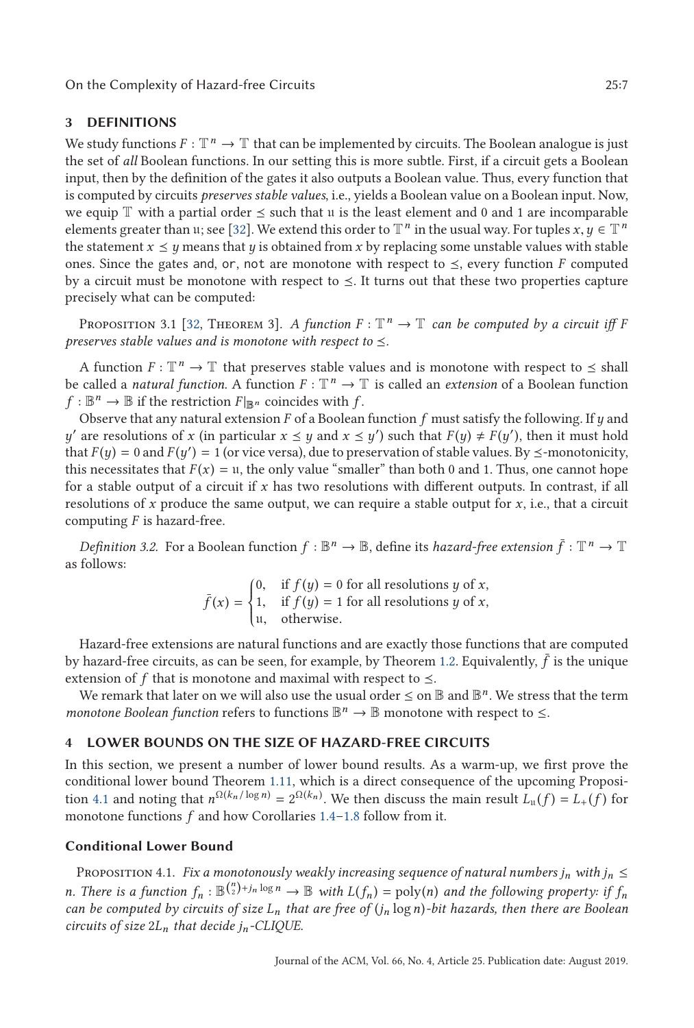## 3 DEFINITIONS

We study functions $F : \mathbb{T}^n \to \mathbb{T}$ that can be implemented by circuits. The Boolean analogue is just the set of *all* Boolean functions. In our setting this is more subtle. First, if a circuit gets a Boolean input, then by the definition of the gates it also outputs a Boolean value. Thus, every function that is computed by circuits *preserves stable values*, i.e., yields a Boolean value on a Boolean input. Now, we equip $\mathbb{T}$ with a partial order $\preceq$ such that $\mathfrak{u}$ is the least element and 0 and 1 are incomparable elements greater than $\mathfrak{u}$; see [32]. We extend this order to $\mathbb{T}^n$ in the usual way. For tuples $x, y \in \mathbb{T}^n$ the statement $x \preceq y$ means that $y$ is obtained from $x$ by replacing some unstable values with stable ones. Since the gates and, or, not are monotone with respect to $\preceq$, every function $F$ computed by a circuit must be monotone with respect to $\preceq$. It turns out that these two properties capture precisely what can be computed:

Proposition 3.1 [32, Theorem 3]. *A function $F : \mathbb{T}^n \to \mathbb{T}$ can be computed by a circuit iff $F$ preserves stable values and is monotone with respect to $\preceq$.*

A function $F : \mathbb{T}^n \to \mathbb{T}$ that preserves stable values and is monotone with respect to $\preceq$ shall be called a *natural function*. A function $F : \mathbb{T}^n \to \mathbb{T}$ is called an *extension* of a Boolean function $f : \mathbb{B}^n \to \mathbb{B}$ if the restriction $F|_{\mathbb{B}^n}$ coincides with $f$.

Observe that any natural extension $F$ of a Boolean function $f$ must satisfy the following. If $y$ and $y'$ are resolutions of $x$ (in particular $x \preceq y$ and $x \preceq y'$) such that $F(y) \neq F(y')$, then it must hold that $F(y) = 0$ and $F(y') = 1$ (or vice versa), due to preservation of stable values. By $\preceq$-monotonicity, this necessitates that $F(x) = \mathfrak{u}$, the only value "smaller" than both 0 and 1. Thus, one cannot hope for a stable output of a circuit if $x$ has two resolutions with different outputs. In contrast, if all resolutions of $x$ produce the same output, we can require a stable output for $x$, i.e., that a circuit computing $F$ is hazard-free.

*Definition 3.2.* For a Boolean function $f : \mathbb{B}^n \to \mathbb{B}$, define its *hazard-free extension* $\bar{f} : \mathbb{T}^n \to \mathbb{T}$ as follows:

$$\bar{f}(x) = \begin{cases} 0, & \text{if } f(y) = 0 \text{ for all resolutions } y \text{ of } x, \\ 1, & \text{if } f(y) = 1 \text{ for all resolutions } y \text{ of } x, \\ \mathfrak{u}, & \text{otherwise.} \end{cases}$$

Hazard-free extensions are natural functions and are exactly those functions that are computed by hazard-free circuits, as can be seen, for example, by Theorem 1.2. Equivalently, $\bar{f}$ is the unique extension of $f$ that is monotone and maximal with respect to $\preceq$.

We remark that later on we will also use the usual order $\leq$ on $\mathbb{B}$ and $\mathbb{B}^n$. We stress that the term *monotone Boolean function* refers to functions $\mathbb{B}^n \to \mathbb{B}$ monotone with respect to $\leq$.

## 4 LOWER BOUNDS ON THE SIZE OF HAZARD-FREE CIRCUITS

In this section, we present a number of lower bound results. As a warm-up, we first prove the conditional lower bound Theorem 1.11, which is a direct consequence of the upcoming Proposition 4.1 and noting that $n^{\Omega(k_n/\log n)} = 2^{\Omega(k_n)}$. We then discuss the main result $L_{\mathfrak{u}}(f) = L_+(f)$ for monotone functions $f$ and how Corollaries 1.4–1.8 follow from it.

### Conditional Lower Bound

Proposition 4.1. *Fix a monotonously weakly increasing sequence of natural numbers $j_n$ with $j_n \leq n$. There is a function $f_n : \mathbb{B}^{\binom{n}{2}+j_n \log n} \to \mathbb{B}$ with $L(f_n) = \text{poly}(n)$ and the following property: if $f_n$ can be computed by circuits of size $L_n$ that are free of $(j_n \log n)$-bit hazards, then there are Boolean circuits of size $2L_n$ that decide $j_n$-CLIQUE.*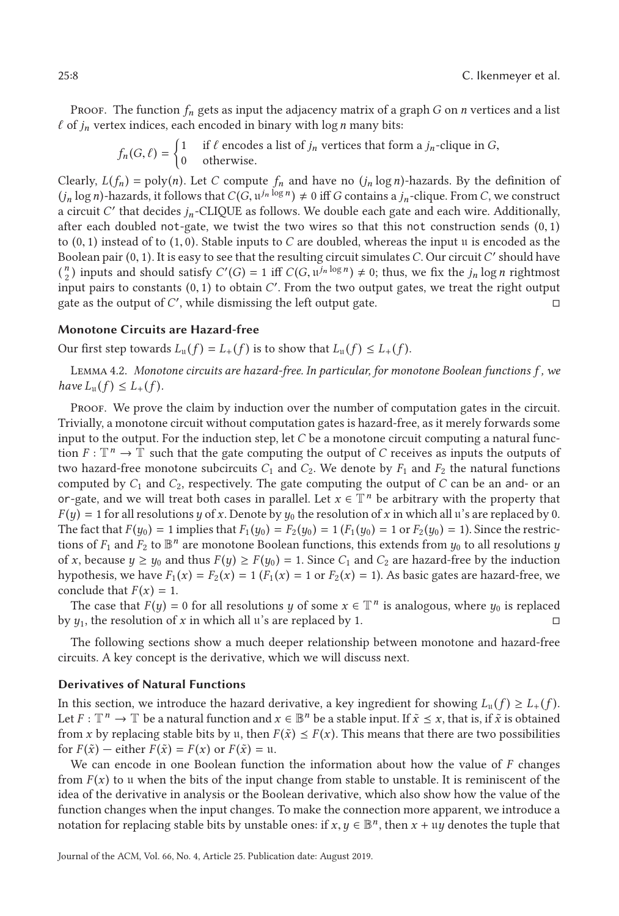Proof. The function $f_n$ gets as input the adjacency matrix of a graph $G$ on $n$ vertices and a list $\ell$ of $j_n$ vertex indices, each encoded in binary with $\log n$ many bits:

$$f_n(G, \ell) = \begin{cases} 1 & \text{if } \ell \text{ encodes a list of } j_n \text{ vertices that form a } j_n\text{-clique in } G, \\ 0 & \text{otherwise.} \end{cases}$$

Clearly, $L(f_n) = \text{poly}(n)$. Let $C$ compute $f_n$ and have no $(j_n \log n)$-hazards. By the definition of $(j_n \log n)$-hazards, it follows that $C(G, \mathfrak{u}^{j_n \log n}) \neq 0$ iff $G$ contains a $j_n$-clique. From $C$, we construct a circuit $C'$ that decides $j_n$-CLIQUE as follows. We double each gate and each wire. Additionally, after each doubled not-gate, we twist the two wires so that this not construction sends $(0, 1)$ to $(0, 1)$ instead of to $(1, 0)$. Stable inputs to $C$ are doubled, whereas the input $\mathfrak{u}$ is encoded as the Boolean pair $(0, 1)$. It is easy to see that the resulting circuit simulates $C$. Our circuit $C'$ should have $\binom{n}{2}$ inputs and should satisfy $C'(G) = 1$ iff $C(G, \mathfrak{u}^{j_n \log n}) \neq 0$; thus, we fix the $j_n \log n$ rightmost input pairs to constants $(0, 1)$ to obtain $C'$. From the two output gates, we treat the right output gate as the output of $C'$, while dismissing the left output gate. ◻

### Monotone Circuits are Hazard-free

Our first step towards $L_\mathfrak{u}(f) = L_+(f)$ is to show that $L_\mathfrak{u}(f) \leq L_+(f)$.

Lemma 4.2. *Monotone circuits are hazard-free. In particular, for monotone Boolean functions $f$, we have $L_\mathfrak{u}(f) \leq L_+(f)$.*

Proof. We prove the claim by induction over the number of computation gates in the circuit. Trivially, a monotone circuit without computation gates is hazard-free, as it merely forwards some input to the output. For the induction step, let $C$ be a monotone circuit computing a natural function $F : \mathbb{T}^n \to \mathbb{T}$ such that the gate computing the output of $C$ receives as inputs the outputs of two hazard-free monotone subcircuits $C_1$ and $C_2$. We denote by $F_1$ and $F_2$ the natural functions computed by $C_1$ and $C_2$, respectively. The gate computing the output of $C$ can be an and- or an or-gate, and we will treat both cases in parallel. Let $x \in \mathbb{T}^n$ be arbitrary with the property that $F(y) = 1$ for all resolutions $y$ of $x$. Denote by $y_0$ the resolution of $x$ in which all $\mathfrak{u}$'s are replaced by 0. The fact that $F(y_0) = 1$ implies that $F_1(y_0) = F_2(y_0) = 1$ ($F_1(y_0) = 1$ or $F_2(y_0) = 1$). Since the restrictions of $F_1$ and $F_2$ to $\mathbb{B}^n$ are monotone Boolean functions, this extends from $y_0$ to all resolutions $y$ of $x$, because $y \geq y_0$ and thus $F(y) \geq F(y_0) = 1$. Since $C_1$ and $C_2$ are hazard-free by the induction hypothesis, we have $F_1(x) = F_2(x) = 1$ ($F_1(x) = 1$ or $F_2(x) = 1$). As basic gates are hazard-free, we conclude that $F(x) = 1$.

The case that $F(y) = 0$ for all resolutions $y$ of some $x \in \mathbb{T}^n$ is analogous, where $y_0$ is replaced by $y_1$, the resolution of $x$ in which all $\mathfrak{u}$'s are replaced by 1. ◻

The following sections show a much deeper relationship between monotone and hazard-free circuits. A key concept is the derivative, which we will discuss next.

### Derivatives of Natural Functions

In this section, we introduce the hazard derivative, a key ingredient for showing $L_\mathfrak{u}(f) \geq L_+(f)$. Let $F : \mathbb{T}^n \to \mathbb{T}$ be a natural function and $x \in \mathbb{B}^n$ be a stable input. If $\tilde{x} \preceq x$, that is, if $\tilde{x}$ is obtained from $x$ by replacing stable bits by $\mathfrak{u}$, then $F(\tilde{x}) \preceq F(x)$. This means that there are two possibilities for $F(\tilde{x})$ — either $F(\tilde{x}) = F(x)$ or $F(\tilde{x}) = \mathfrak{u}$.

We can encode in one Boolean function the information about how the value of $F$ changes from $F(x)$ to $\mathfrak{u}$ when the bits of the input change from stable to unstable. It is reminiscent of the idea of the derivative in analysis or the Boolean derivative, which also show how the value of the function changes when the input changes. To make the connection more apparent, we introduce a notation for replacing stable bits by unstable ones: if $x, y \in \mathbb{B}^n$, then $x + \mathfrak{u}y$ denotes the tuple that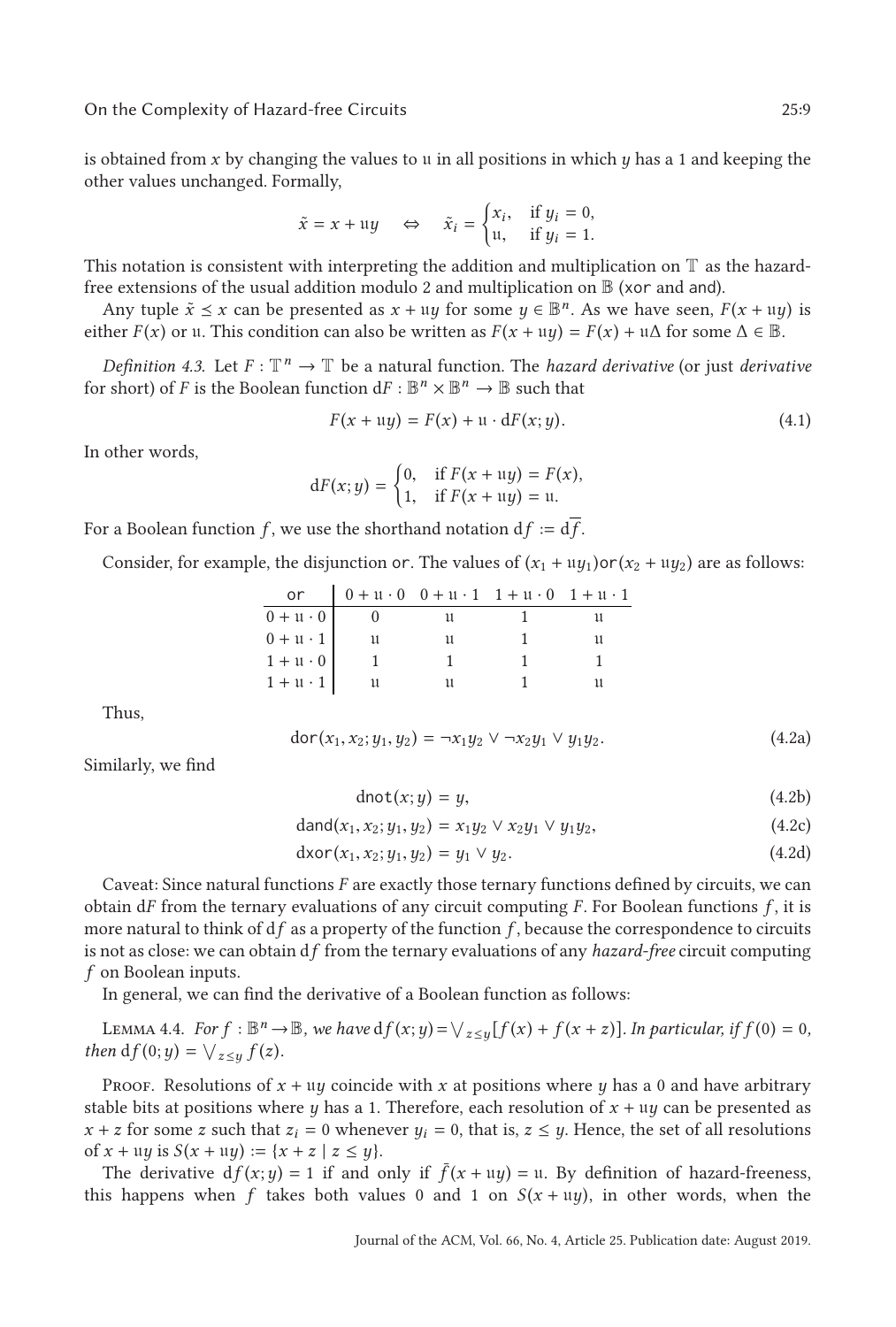is obtained from $x$ by changing the values to $\mathfrak{u}$ in all positions in which $y$ has a 1 and keeping the other values unchanged. Formally,

$$\tilde{x} = x + \mathfrak{u}y \quad \Leftrightarrow \quad \tilde{x}_i = \begin{cases} x_i, & \text{if } y_i = 0, \\ \mathfrak{u}, & \text{if } y_i = 1. \end{cases}$$

This notation is consistent with interpreting the addition and multiplication on $\mathbb{T}$ as the hazard-free extensions of the usual addition modulo 2 and multiplication on $\mathbb{B}$ (xor and and).

Any tuple $\tilde{x} \preceq x$ can be presented as $x + \mathfrak{u}y$ for some $y \in \mathbb{B}^n$. As we have seen, $F(x + \mathfrak{u}y)$ is either $F(x)$ or $\mathfrak{u}$. This condition can also be written as $F(x + \mathfrak{u}y) = F(x) + \mathfrak{u}\Delta$ for some $\Delta \in \mathbb{B}$.

*Definition 4.3.* Let $F : \mathbb{T}^n \to \mathbb{T}$ be a natural function. The *hazard derivative* (or just *derivative* for short) of $F$ is the Boolean function $\mathrm{d}F : \mathbb{B}^n \times \mathbb{B}^n \to \mathbb{B}$ such that

$$F(x + \mathfrak{u}y) = F(x) + \mathfrak{u} \cdot \mathrm{d}F(x; y). \tag{4.1}$$

In other words,

$$\mathrm{d}F(x; y) = \begin{cases} 0, & \text{if } F(x + \mathfrak{u}y) = F(x), \\ 1, & \text{if } F(x + \mathfrak{u}y) = \mathfrak{u}. \end{cases}$$

For a Boolean function $f$, we use the shorthand notation $\mathrm{d}f := \mathrm{d}\overline{f}$.

Consider, for example, the disjunction or. The values of $(x_1 + \mathfrak{u}y_1)\mathtt{or}(x_2 + \mathfrak{u}y_2)$ are as follows:

| or | $0 + \mathfrak{u} \cdot 0$ | $0 + \mathfrak{u} \cdot 1$ | $1 + \mathfrak{u} \cdot 0$ | $1 + \mathfrak{u} \cdot 1$ |
|---|---|---|---|---|
| $0 + \mathfrak{u} \cdot 0$ | $0$ | $\mathfrak{u}$ | $1$ | $\mathfrak{u}$ |
| $0 + \mathfrak{u} \cdot 1$ | $\mathfrak{u}$ | $\mathfrak{u}$ | $1$ | $\mathfrak{u}$ |
| $1 + \mathfrak{u} \cdot 0$ | $1$ | $1$ | $1$ | $1$ |
| $1 + \mathfrak{u} \cdot 1$ | $\mathfrak{u}$ | $\mathfrak{u}$ | $1$ | $\mathfrak{u}$ |

Thus,

$$\mathrm{d}\mathtt{or}(x_1, x_2; y_1, y_2) = \neg x_1 y_2 \vee \neg x_2 y_1 \vee y_1 y_2. \tag{4.2a}$$

Similarly, we find

$$\mathrm{d}\mathtt{not}(x; y) = y, \tag{4.2b}$$

$$\mathrm{d}\mathtt{and}(x_1, x_2; y_1, y_2) = x_1 y_2 \vee x_2 y_1 \vee y_1 y_2, \tag{4.2c}$$

$$\mathrm{d}\mathtt{xor}(x_1, x_2; y_1, y_2) = y_1 \vee y_2. \tag{4.2d}$$

Caveat: Since natural functions $F$ are exactly those ternary functions defined by circuits, we can obtain $\mathrm{d}F$ from the ternary evaluations of any circuit computing $F$. For Boolean functions $f$, it is more natural to think of $\mathrm{d}f$ as a property of the function $f$, because the correspondence to circuits is not as close: we can obtain $\mathrm{d}f$ from the ternary evaluations of any *hazard-free* circuit computing $f$ on Boolean inputs.

In general, we can find the derivative of a Boolean function as follows:

Lemma 4.4. *For $f : \mathbb{B}^n \to \mathbb{B}$, we have $\mathrm{d}f(x; y) = \bigvee_{z \leq y} [f(x) + f(x + z)]$. In particular, if $f(0) = 0$, then $\mathrm{d}f(0; y) = \bigvee_{z \leq y} f(z)$.*

Proof. Resolutions of $x + \mathfrak{u}y$ coincide with $x$ at positions where $y$ has a 0 and have arbitrary stable bits at positions where $y$ has a 1. Therefore, each resolution of $x + \mathfrak{u}y$ can be presented as $x + z$ for some $z$ such that $z_i = 0$ whenever $y_i = 0$, that is, $z \leq y$. Hence, the set of all resolutions of $x + \mathfrak{u}y$ is $S(x + \mathfrak{u}y) := \{x + z \mid z \leq y\}$.

The derivative $\mathrm{d}f(x; y) = 1$ if and only if $\bar{f}(x + \mathfrak{u}y) = \mathfrak{u}$. By definition of hazard-freeness, this happens when $f$ takes both values 0 and 1 on $S(x + \mathfrak{u}y)$, in other words, when the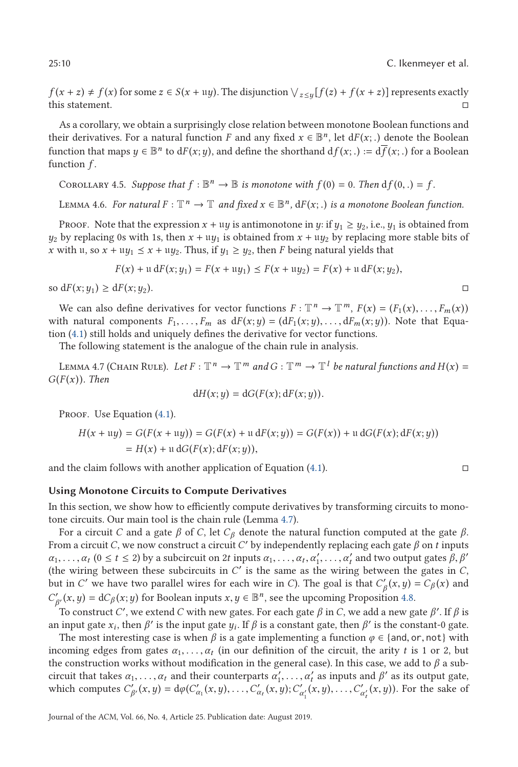$f(x + z) \neq f(x)$ for some $z \in S(x + \mathfrak{u}y)$. The disjunction $\bigvee_{z \leq y}[f(z) + f(x + z)]$ represents exactly this statement. □

As a corollary, we obtain a surprisingly close relation between monotone Boolean functions and their derivatives. For a natural function $F$ and any fixed $x \in \mathbb{B}^n$, let $\mathrm{d}F(x; .)$ denote the Boolean function that maps $y \in \mathbb{B}^n$ to $\mathrm{d}F(x; y)$, and define the shorthand $\mathrm{d}f(x; .) := \mathrm{d}\overline{f}(x; .)$ for a Boolean function $f$.

Corollary 4.5. *Suppose that $f : \mathbb{B}^n \to \mathbb{B}$ is monotone with $f(0) = 0$. Then $\mathrm{d}f(0, .) = f$.*

Lemma 4.6. *For natural $F : \mathbb{T}^n \to \mathbb{T}$ and fixed $x \in \mathbb{B}^n$, $\mathrm{d}F(x; .)$ is a monotone Boolean function.*

Proof. Note that the expression $x + \mathfrak{u}y$ is antimonotone in $y$: if $y_1 \geq y_2$, i.e., $y_1$ is obtained from $y_2$ by replacing 0s with 1s, then $x + \mathfrak{u}y_1$ is obtained from $x + \mathfrak{u}y_2$ by replacing more stable bits of $x$ with $\mathfrak{u}$, so $x + \mathfrak{u}y_1 \preceq x + \mathfrak{u}y_2$. Thus, if $y_1 \geq y_2$, then $F$ being natural yields that

$$F(x) + \mathfrak{u}\,\mathrm{d}F(x; y_1) = F(x + \mathfrak{u}y_1) \preceq F(x + \mathfrak{u}y_2) = F(x) + \mathfrak{u}\,\mathrm{d}F(x; y_2),$$

so $\mathrm{d}F(x; y_1) \geq \mathrm{d}F(x; y_2)$. □

We can also define derivatives for vector functions $F : \mathbb{T}^n \to \mathbb{T}^m$, $F(x) = (F_1(x), \ldots, F_m(x))$ with natural components $F_1, \ldots, F_m$ as $\mathrm{d}F(x; y) = (\mathrm{d}F_1(x; y), \ldots, \mathrm{d}F_m(x; y))$. Note that Equation (4.1) still holds and uniquely defines the derivative for vector functions.

The following statement is the analogue of the chain rule in analysis.

Lemma 4.7 (Chain Rule). *Let $F : \mathbb{T}^n \to \mathbb{T}^m$ and $G : \mathbb{T}^m \to \mathbb{T}^l$ be natural functions and $H(x) = G(F(x))$. Then*

$$\mathrm{d}H(x; y) = \mathrm{d}G(F(x); \mathrm{d}F(x; y)).$$

Proof. Use Equation (4.1).

$$\begin{aligned} H(x + \mathfrak{u}y) = G(F(x + \mathfrak{u}y)) &= G(F(x) + \mathfrak{u}\,\mathrm{d}F(x; y)) = G(F(x)) + \mathfrak{u}\,\mathrm{d}G(F(x); \mathrm{d}F(x; y)) \\ &= H(x) + \mathfrak{u}\,\mathrm{d}G(F(x); \mathrm{d}F(x; y)), \end{aligned}$$

and the claim follows with another application of Equation (4.1). □

### Using Monotone Circuits to Compute Derivatives

In this section, we show how to efficiently compute derivatives by transforming circuits to monotone circuits. Our main tool is the chain rule (Lemma 4.7).

For a circuit $C$ and a gate $\beta$ of $C$, let $C_\beta$ denote the natural function computed at the gate $\beta$. From a circuit $C$, we now construct a circuit $C'$ by independently replacing each gate $\beta$ on $t$ inputs $\alpha_1, \ldots, \alpha_t$ ($0 \leq t \leq 2$) by a subcircuit on $2t$ inputs $\alpha_1, \ldots, \alpha_t, \alpha'_1, \ldots, \alpha'_t$ and two output gates $\beta, \beta'$ (the wiring between these subcircuits in $C'$ is the same as the wiring between the gates in $C$, but in $C'$ we have two parallel wires for each wire in $C$). The goal is that $C'_\beta(x, y) = C_\beta(x)$ and $C'_{\beta'}(x, y) = \mathrm{d}C_\beta(x; y)$ for Boolean inputs $x, y \in \mathbb{B}^n$, see the upcoming Proposition 4.8.

To construct $C'$, we extend $C$ with new gates. For each gate $\beta$ in $C$, we add a new gate $\beta'$. If $\beta$ is an input gate $x_i$, then $\beta'$ is the input gate $y_i$. If $\beta$ is a constant gate, then $\beta'$ is the constant-0 gate.

The most interesting case is when $\beta$ is a gate implementing a function $\varphi \in \{\mathsf{and}, \mathsf{or}, \mathsf{not}\}$ with incoming edges from gates $\alpha_1, \ldots, \alpha_t$ (in our definition of the circuit, the arity $t$ is 1 or 2, but the construction works without modification in the general case). In this case, we add to $\beta$ a subcircuit that takes $\alpha_1, \ldots, \alpha_t$ and their counterparts $\alpha'_1, \ldots, \alpha'_t$ as inputs and $\beta'$ as its output gate, which computes $C'_{\beta'}(x, y) = \mathrm{d}\varphi(C'_{\alpha_1}(x, y), \ldots, C'_{\alpha_t}(x, y); C'_{\alpha'_1}(x, y), \ldots, C'_{\alpha'_t}(x, y))$. For the sake of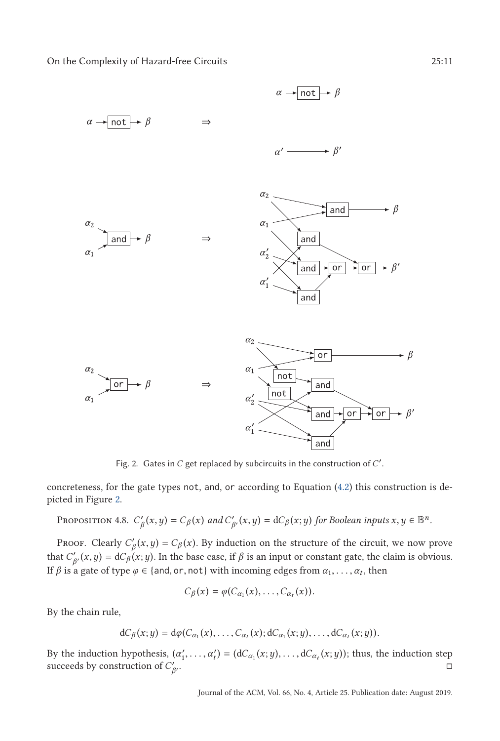Fig. 2. Gates in $C$ get replaced by subcircuits in the construction of $C'$.

concreteness, for the gate types not, and, or according to Equation (4.2) this construction is depicted in Figure 2.

Proposition 4.8. *$C'_\beta(x,y) = C_\beta(x)$ and $C'_{\beta'}(x,y) = \mathrm{d}C_\beta(x;y)$ for Boolean inputs $x, y \in \mathbb{B}^n$.*

Proof. Clearly $C'_\beta(x,y) = C_\beta(x)$. By induction on the structure of the circuit, we now prove that $C'_{\beta'}(x,y) = \mathrm{d}C_\beta(x;y)$. In the base case, if $\beta$ is an input or constant gate, the claim is obvious. If $\beta$ is a gate of type $\varphi \in \{\text{and}, \text{or}, \text{not}\}$ with incoming edges from $\alpha_1, \ldots, \alpha_t$, then

$$C_\beta(x) = \varphi(C_{\alpha_1}(x), \ldots, C_{\alpha_t}(x)).$$

By the chain rule,

$$\mathrm{d}C_\beta(x;y) = \mathrm{d}\varphi(C_{\alpha_1}(x), \ldots, C_{\alpha_t}(x); \mathrm{d}C_{\alpha_1}(x;y), \ldots, \mathrm{d}C_{\alpha_t}(x;y)).$$

By the induction hypothesis, $(\alpha'_1, \ldots, \alpha'_t) = (\mathrm{d}C_{\alpha_1}(x;y), \ldots, \mathrm{d}C_{\alpha_t}(x;y))$; thus, the induction step succeeds by construction of $C'_{\beta'}$. □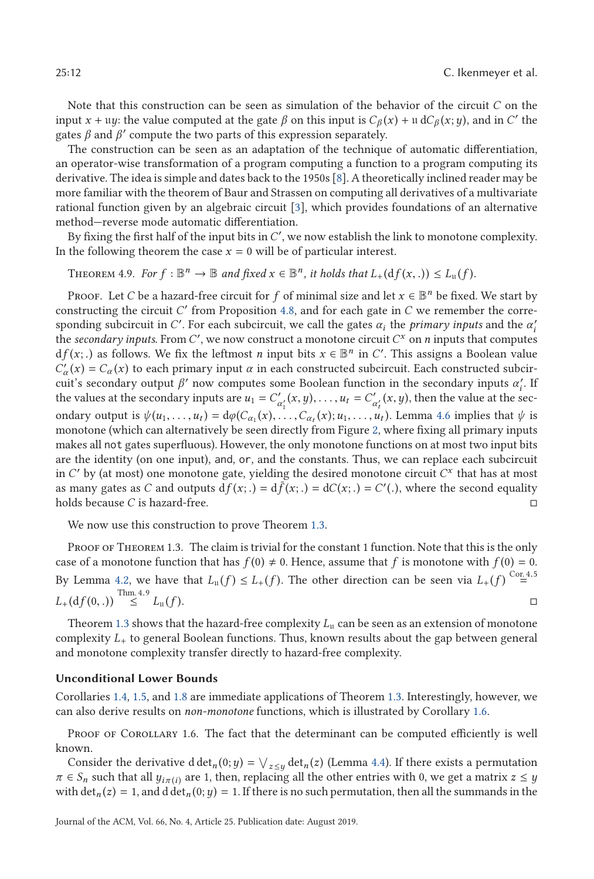Note that this construction can be seen as simulation of the behavior of the circuit $C$ on the input $x + \mathfrak{u}y$: the value computed at the gate $\beta$ on this input is $C_\beta(x) + \mathfrak{u}\, \mathrm{d}C_\beta(x; y)$, and in $C'$ the gates $\beta$ and $\beta'$ compute the two parts of this expression separately.

The construction can be seen as an adaptation of the technique of automatic differentiation, an operator-wise transformation of a program computing a function to a program computing its derivative. The idea is simple and dates back to the 1950s [8]. A theoretically inclined reader may be more familiar with the theorem of Baur and Strassen on computing all derivatives of a multivariate rational function given by an algebraic circuit [3], which provides foundations of an alternative method—reverse mode automatic differentiation.

By fixing the first half of the input bits in $C'$, we now establish the link to monotone complexity. In the following theorem the case $x = 0$ will be of particular interest.

Theorem 4.9. *For $f : \mathbb{B}^n \to \mathbb{B}$ and fixed $x \in \mathbb{B}^n$, it holds that $L_+(\mathrm{d}f(x, .)) \leq L_\mathfrak{u}(f)$.*

Proof. Let $C$ be a hazard-free circuit for $f$ of minimal size and let $x \in \mathbb{B}^n$ be fixed. We start by constructing the circuit $C'$ from Proposition 4.8, and for each gate in $C$ we remember the corresponding subcircuit in $C'$. For each subcircuit, we call the gates $\alpha_i$ the *primary inputs* and the $\alpha_i'$ the *secondary inputs*. From $C'$, we now construct a monotone circuit $C^x$ on $n$ inputs that computes $\mathrm{d}f(x; .)$ as follows. We fix the leftmost $n$ input bits $x \in \mathbb{B}^n$ in $C'$. This assigns a Boolean value $C'_\alpha(x) = C_\alpha(x)$ to each primary input $\alpha$ in each constructed subcircuit. Each constructed subcircuit's secondary output $\beta'$ now computes some Boolean function in the secondary inputs $\alpha_i'$. If the values at the secondary inputs are $u_1 = C'_{\alpha_1'}(x, y), \ldots, u_t = C'_{\alpha_t'}(x, y)$, then the value at the secondary output is $\psi(u_1, \ldots, u_t) = \mathrm{d}\varphi(C_{\alpha_1}(x), \ldots, C_{\alpha_t}(x); u_1, \ldots, u_t)$. Lemma 4.6 implies that $\psi$ is monotone (which can alternatively be seen directly from Figure 2, where fixing all primary inputs makes all not gates superfluous). However, the only monotone functions on at most two input bits are the identity (on one input), and, or, and the constants. Thus, we can replace each subcircuit in $C'$ by (at most) one monotone gate, yielding the desired monotone circuit $C^x$ that has at most as many gates as $C$ and outputs $\mathrm{d}f(x; .) = \mathrm{d}\bar{f}(x; .) = \mathrm{d}C(x; .) = C'(.)$, where the second equality holds because $C$ is hazard-free. □

We now use this construction to prove Theorem 1.3.

Proof of Theorem 1.3. The claim is trivial for the constant 1 function. Note that this is the only case of a monotone function that has $f(0) \neq 0$. Hence, assume that $f$ is monotone with $f(0) = 0$. By Lemma 4.2, we have that $L_\mathfrak{u}(f) \leq L_+(f)$. The other direction can be seen via $L_+(f) \overset{\text{Cor. 4.5}}{=} L_+(\mathrm{d}f(0, .)) \overset{\text{Thm. 4.9}}{\leq} L_\mathfrak{u}(f)$. □

Theorem 1.3 shows that the hazard-free complexity $L_\mathfrak{u}$ can be seen as an extension of monotone complexity $L_+$ to general Boolean functions. Thus, known results about the gap between general and monotone complexity transfer directly to hazard-free complexity.

### Unconditional Lower Bounds

Corollaries 1.4, 1.5, and 1.8 are immediate applications of Theorem 1.3. Interestingly, however, we can also derive results on *non-monotone* functions, which is illustrated by Corollary 1.6.

Proof of Corollary 1.6. The fact that the determinant can be computed efficiently is well known.

Consider the derivative $\mathrm{d}\det_n(0; y) = \bigvee_{z \leq y} \det_n(z)$ (Lemma 4.4). If there exists a permutation $\pi \in S_n$ such that all $y_{i\pi(i)}$ are 1, then, replacing all the other entries with 0, we get a matrix $z \leq y$ with $\det_n(z) = 1$, and $\mathrm{d}\det_n(0; y) = 1$. If there is no such permutation, then all the summands in the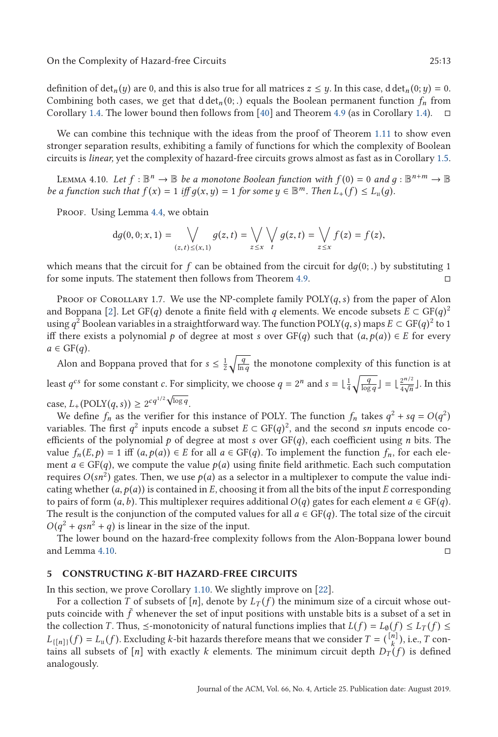definition of $\det_n(y)$ are 0, and this is also true for all matrices $z \le y$. In this case, $\mathrm{d}\det_n(0; y) = 0$. Combining both cases, we get that $\mathrm{d}\det_n(0; .)$ equals the Boolean permanent function $f_n$ from Corollary 1.4. The lower bound then follows from [40] and Theorem 4.9 (as in Corollary 1.4). □

We can combine this technique with the ideas from the proof of Theorem 1.11 to show even stronger separation results, exhibiting a family of functions for which the complexity of Boolean circuits is *linear,* yet the complexity of hazard-free circuits grows almost as fast as in Corollary 1.5.

Lemma 4.10. *Let $f : \mathbb{B}^n \to \mathbb{B}$ be a monotone Boolean function with $f(0) = 0$ and $g : \mathbb{B}^{n+m} \to \mathbb{B}$ be a function such that $f(x) = 1$ iff $g(x, y) = 1$ for some $y \in \mathbb{B}^m$. Then $L_+(f) \le L_{\mathrm{u}}(g)$.*

Proof. Using Lemma 4.4, we obtain

$$\mathrm{d}g(0, 0; x, 1) = \bigvee_{(z,t) \le (x,1)} g(z, t) = \bigvee_{z \le x} \bigvee_{t} g(z, t) = \bigvee_{z \le x} f(z) = f(z),$$

which means that the circuit for $f$ can be obtained from the circuit for $\mathrm{d}g(0; .)$ by substituting 1 for some inputs. The statement then follows from Theorem 4.9. □

Proof of Corollary 1.7. We use the NP-complete family $\mathrm{POLY}(q, s)$ from the paper of Alon and Boppana [2]. Let $\mathrm{GF}(q)$ denote a finite field with $q$ elements. We encode subsets $E \subset \mathrm{GF}(q)^2$ using $q^2$ Boolean variables in a straightforward way. The function $\mathrm{POLY}(q, s)$ maps $E \subset \mathrm{GF}(q)^2$ to 1 iff there exists a polynomial $p$ of degree at most $s$ over $\mathrm{GF}(q)$ such that $(a, p(a)) \in E$ for every $a \in \mathrm{GF}(q)$.

Alon and Boppana proved that for $s \le \frac{1}{2}\sqrt{\frac{q}{\ln q}}$ the monotone complexity of this function is at least $q^{cs}$ for some constant $c$. For simplicity, we choose $q = 2^n$ and $s = \lfloor \frac{1}{4}\sqrt{\frac{q}{\log q}} \rfloor = \lfloor \frac{2^{n/2}}{4\sqrt{n}} \rfloor$. In this case, $L_+(\mathrm{POLY}(q, s)) \ge 2^{cq^{1/2}\sqrt{\log q}}$.

We define $f_n$ as the verifier for this instance of POLY. The function $f_n$ takes $q^2 + sq = O(q^2)$ variables. The first $q^2$ inputs encode a subset $E \subset \mathrm{GF}(q)^2$, and the second $sn$ inputs encode coefficients of the polynomial $p$ of degree at most $s$ over $\mathrm{GF}(q)$, each coefficient using $n$ bits. The value $f_n(E, p) = 1$ iff $(a, p(a)) \in E$ for all $a \in \mathrm{GF}(q)$. To implement the function $f_n$, for each element $a \in \mathrm{GF}(q)$, we compute the value $p(a)$ using finite field arithmetic. Each such computation requires $O(sn^2)$ gates. Then, we use $p(a)$ as a selector in a multiplexer to compute the value indicating whether $(a, p(a))$ is contained in $E$, choosing it from all the bits of the input $E$ corresponding to pairs of form $(a, b)$. This multiplexer requires additional $O(q)$ gates for each element $a \in \mathrm{GF}(q)$. The result is the conjunction of the computed values for all $a \in \mathrm{GF}(q)$. The total size of the circuit $O(q^2 + qsn^2 + q)$ is linear in the size of the input.

The lower bound on the hazard-free complexity follows from the Alon-Boppana lower bound and Lemma 4.10. □

## 5 CONSTRUCTING *K*-BIT HAZARD-FREE CIRCUITS

In this section, we prove Corollary 1.10. We slightly improve on [22].

For a collection $T$ of subsets of $[n]$, denote by $L_T(f)$ the minimum size of a circuit whose outputs coincide with $\bar{f}$ whenever the set of input positions with unstable bits is a subset of a set in the collection $T$. Thus, $\preceq$-monotonicity of natural functions implies that $L(f) = L_\emptyset(f) \le L_T(f) \le L_{\{[n]\}}(f) = L_{\mathrm{u}}(f)$. Excluding $k$-bit hazards therefore means that we consider $T = \binom{[n]}{k}$, i.e., $T$ contains all subsets of $[n]$ with exactly $k$ elements. The minimum circuit depth $D_T(f)$ is defined analogously.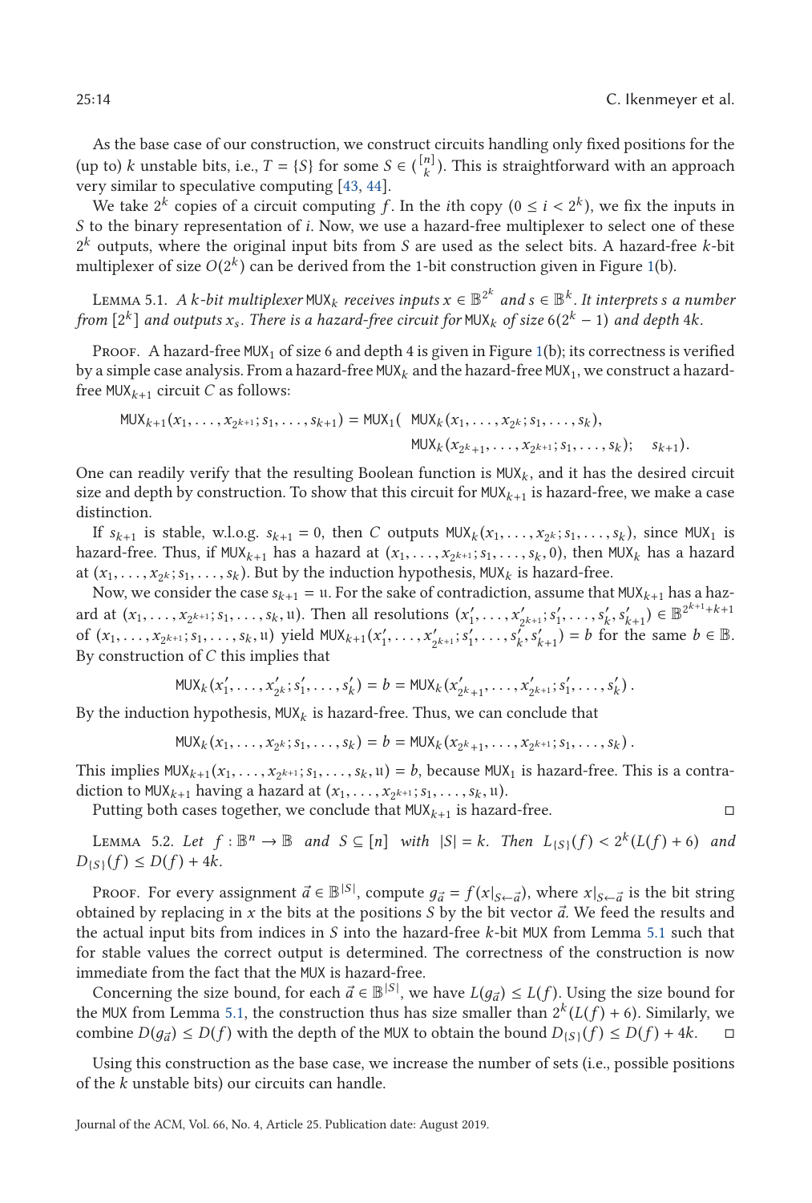As the base case of our construction, we construct circuits handling only fixed positions for the (up to) $k$ unstable bits, i.e., $T = \{S\}$ for some $S \in \binom{[n]}{k}$. This is straightforward with an approach very similar to speculative computing [43, 44].

We take $2^k$ copies of a circuit computing $f$. In the $i$th copy ($0 \leq i < 2^k$), we fix the inputs in $S$ to the binary representation of $i$. Now, we use a hazard-free multiplexer to select one of these $2^k$ outputs, where the original input bits from $S$ are used as the select bits. A hazard-free $k$-bit multiplexer of size $O(2^k)$ can be derived from the 1-bit construction given in Figure 1(b).

Lemma 5.1. *A $k$-bit multiplexer $\mathsf{MUX}_k$ receives inputs $x \in \mathbb{B}^{2^k}$ and $s \in \mathbb{B}^k$. It interprets $s$ a number from $[2^k]$ and outputs $x_s$. There is a hazard-free circuit for $\mathsf{MUX}_k$ of size $6(2^k - 1)$ and depth $4k$.*

Proof. A hazard-free $\mathsf{MUX}_1$ of size 6 and depth 4 is given in Figure 1(b); its correctness is verified by a simple case analysis. From a hazard-free $\mathsf{MUX}_k$ and the hazard-free $\mathsf{MUX}_1$, we construct a hazard-free $\mathsf{MUX}_{k+1}$ circuit $C$ as follows:

$$\begin{aligned}\mathsf{MUX}_{k+1}(x_1, \ldots, x_{2^{k+1}}; s_1, \ldots, s_{k+1}) = \mathsf{MUX}_1(\ &\mathsf{MUX}_k(x_1, \ldots, x_{2^k}; s_1, \ldots, s_k),\\ &\mathsf{MUX}_k(x_{2^k+1}, \ldots, x_{2^{k+1}}; s_1, \ldots, s_k);\quad s_{k+1}).\end{aligned}$$

One can readily verify that the resulting Boolean function is $\mathsf{MUX}_k$, and it has the desired circuit size and depth by construction. To show that this circuit for $\mathsf{MUX}_{k+1}$ is hazard-free, we make a case distinction.

If $s_{k+1}$ is stable, w.l.o.g. $s_{k+1} = 0$, then $C$ outputs $\mathsf{MUX}_k(x_1, \ldots, x_{2^k}; s_1, \ldots, s_k)$, since $\mathsf{MUX}_1$ is hazard-free. Thus, if $\mathsf{MUX}_{k+1}$ has a hazard at $(x_1, \ldots, x_{2^{k+1}}; s_1, \ldots, s_k, 0)$, then $\mathsf{MUX}_k$ has a hazard at $(x_1, \ldots, x_{2^k}; s_1, \ldots, s_k)$. But by the induction hypothesis, $\mathsf{MUX}_k$ is hazard-free.

Now, we consider the case $s_{k+1} = \mathfrak{u}$. For the sake of contradiction, assume that $\mathsf{MUX}_{k+1}$ has a hazard at $(x_1, \ldots, x_{2^{k+1}}; s_1, \ldots, s_k, \mathfrak{u})$. Then all resolutions $(x'_1, \ldots, x'_{2^{k+1}}; s'_1, \ldots, s'_k, s'_{k+1}) \in \mathbb{B}^{2^{k+1}+k+1}$ of $(x_1, \ldots, x_{2^{k+1}}; s_1, \ldots, s_k, \mathfrak{u})$ yield $\mathsf{MUX}_{k+1}(x'_1, \ldots, x'_{2^{k+1}}; s'_1, \ldots, s'_k, s'_{k+1}) = b$ for the same $b \in \mathbb{B}$. By construction of $C$ this implies that

$$\mathsf{MUX}_k(x'_1, \ldots, x'_{2^k}; s'_1, \ldots, s'_k) = b = \mathsf{MUX}_k(x'_{2^k+1}, \ldots, x'_{2^{k+1}}; s'_1, \ldots, s'_k)\,.$$

By the induction hypothesis, $\mathsf{MUX}_k$ is hazard-free. Thus, we can conclude that

$$\mathsf{MUX}_k(x_1, \ldots, x_{2^k}; s_1, \ldots, s_k) = b = \mathsf{MUX}_k(x_{2^k+1}, \ldots, x_{2^{k+1}}; s_1, \ldots, s_k)\,.$$

This implies $\mathsf{MUX}_{k+1}(x_1, \ldots, x_{2^{k+1}}; s_1, \ldots, s_k, \mathfrak{u}) = b$, because $\mathsf{MUX}_1$ is hazard-free. This is a contradiction to $\mathsf{MUX}_{k+1}$ having a hazard at $(x_1, \ldots, x_{2^{k+1}}; s_1, \ldots, s_k, \mathfrak{u})$.

Putting both cases together, we conclude that $\mathsf{MUX}_{k+1}$ is hazard-free. ◻

Lemma 5.2. *Let $f : \mathbb{B}^n \to \mathbb{B}$ and $S \subseteq [n]$ with $|S| = k$. Then $L_{\{S\}}(f) < 2^k(L(f) + 6)$ and $D_{\{S\}}(f) \leq D(f) + 4k$.*

Proof. For every assignment $\vec{a} \in \mathbb{B}^{|S|}$, compute $g_{\vec{a}} = f(x|_{S \leftarrow \vec{a}})$, where $x|_{S \leftarrow \vec{a}}$ is the bit string obtained by replacing in $x$ the bits at the positions $S$ by the bit vector $\vec{a}$. We feed the results and the actual input bits from indices in $S$ into the hazard-free $k$-bit MUX from Lemma 5.1 such that for stable values the correct output is determined. The correctness of the construction is now immediate from the fact that the MUX is hazard-free.

Concerning the size bound, for each $\vec{a} \in \mathbb{B}^{|S|}$, we have $L(g_{\vec{a}}) \leq L(f)$. Using the size bound for the MUX from Lemma 5.1, the construction thus has size smaller than $2^k(L(f) + 6)$. Similarly, we combine $D(g_{\vec{a}}) \leq D(f)$ with the depth of the MUX to obtain the bound $D_{\{S\}}(f) \leq D(f) + 4k$. ◻

Using this construction as the base case, we increase the number of sets (i.e., possible positions of the $k$ unstable bits) our circuits can handle.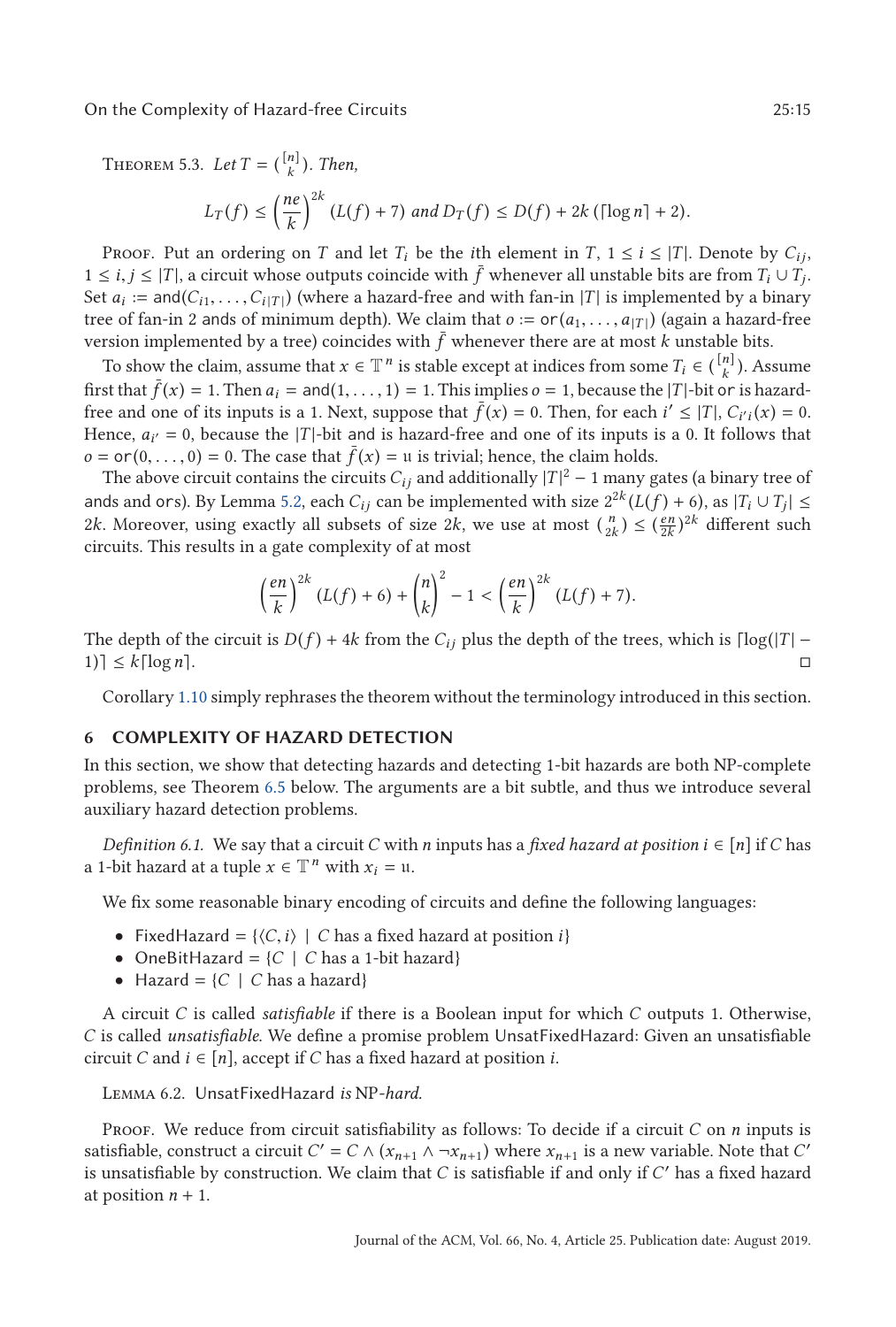**Theorem 5.3.** *Let $T = \binom{[n]}{k}$. Then,*

$$L_T(f) \leq \left(\frac{ne}{k}\right)^{2k} (L(f) + 7) \text{ and } D_T(f) \leq D(f) + 2k\left(\lceil \log n \rceil + 2\right).$$

Proof. Put an ordering on $T$ and let $T_i$ be the $i$th element in $T$, $1 \leq i \leq |T|$. Denote by $C_{ij}$, $1 \leq i, j \leq |T|$, a circuit whose outputs coincide with $\bar{f}$ whenever all unstable bits are from $T_i \cup T_j$. Set $a_i := \mathsf{and}(C_{i1}, \ldots, C_{i|T|})$ (where a hazard-free and with fan-in $|T|$ is implemented by a binary tree of fan-in 2 ands of minimum depth). We claim that $o := \mathsf{or}(a_1, \ldots, a_{|T|})$ (again a hazard-free version implemented by a tree) coincides with $\bar{f}$ whenever there are at most $k$ unstable bits.

To show the claim, assume that $x \in \mathbb{T}^n$ is stable except at indices from some $T_i \in \binom{[n]}{k}$. Assume first that $\bar{f}(x) = 1$. Then $a_i = \mathsf{and}(1, \ldots, 1) = 1$. This implies $o = 1$, because the $|T|$-bit or is hazard-free and one of its inputs is a 1. Next, suppose that $\bar{f}(x) = 0$. Then, for each $i' \leq |T|$, $C_{i'i}(x) = 0$. Hence, $a_{i'} = 0$, because the $|T|$-bit and is hazard-free and one of its inputs is a 0. It follows that $o = \mathsf{or}(0, \ldots, 0) = 0$. The case that $\bar{f}(x) = \mathfrak{u}$ is trivial; hence, the claim holds.

The above circuit contains the circuits $C_{ij}$ and additionally $|T|^2 - 1$ many gates (a binary tree of ands and ors). By Lemma 5.2, each $C_{ij}$ can be implemented with size $2^{2k}(L(f) + 6)$, as $|T_i \cup T_j| \leq 2k$. Moreover, using exactly all subsets of size $2k$, we use at most $\binom{n}{2k} \leq (\frac{en}{2k})^{2k}$ different such circuits. This results in a gate complexity of at most

$$\left(\frac{en}{k}\right)^{2k} (L(f) + 6) + \binom{n}{k}^2 - 1 < \left(\frac{en}{k}\right)^{2k} (L(f) + 7).$$

The depth of the circuit is $D(f) + 4k$ from the $C_{ij}$ plus the depth of the trees, which is $\lceil \log(|T| - 1) \rceil \leq k\lceil \log n \rceil$. ◻

Corollary 1.10 simply rephrases the theorem without the terminology introduced in this section.

## 6 COMPLEXITY OF HAZARD DETECTION

In this section, we show that detecting hazards and detecting 1-bit hazards are both NP-complete problems, see Theorem 6.5 below. The arguments are a bit subtle, and thus we introduce several auxiliary hazard detection problems.

*Definition 6.1.* We say that a circuit $C$ with $n$ inputs has a *fixed hazard at position* $i \in [n]$ if $C$ has a 1-bit hazard at a tuple $x \in \mathbb{T}^n$ with $x_i = \mathfrak{u}$.

We fix some reasonable binary encoding of circuits and define the following languages:

- FixedHazard = $\{\langle C, i\rangle \mid C$ has a fixed hazard at position $i\}$
- OneBitHazard = $\{C \mid C$ has a 1-bit hazard$\}$
- Hazard = $\{C \mid C$ has a hazard$\}$

A circuit $C$ is called *satisfiable* if there is a Boolean input for which $C$ outputs 1. Otherwise, $C$ is called *unsatisfiable*. We define a promise problem UnsatFixedHazard: Given an unsatisfiable circuit $C$ and $i \in [n]$, accept if $C$ has a fixed hazard at position $i$.

**Lemma 6.2.** *UnsatFixedHazard is NP-hard.*

Proof. We reduce from circuit satisfiability as follows: To decide if a circuit $C$ on $n$ inputs is satisfiable, construct a circuit $C' = C \wedge (x_{n+1} \wedge \neg x_{n+1})$ where $x_{n+1}$ is a new variable. Note that $C'$ is unsatisfiable by construction. We claim that $C$ is satisfiable if and only if $C'$ has a fixed hazard at position $n + 1$.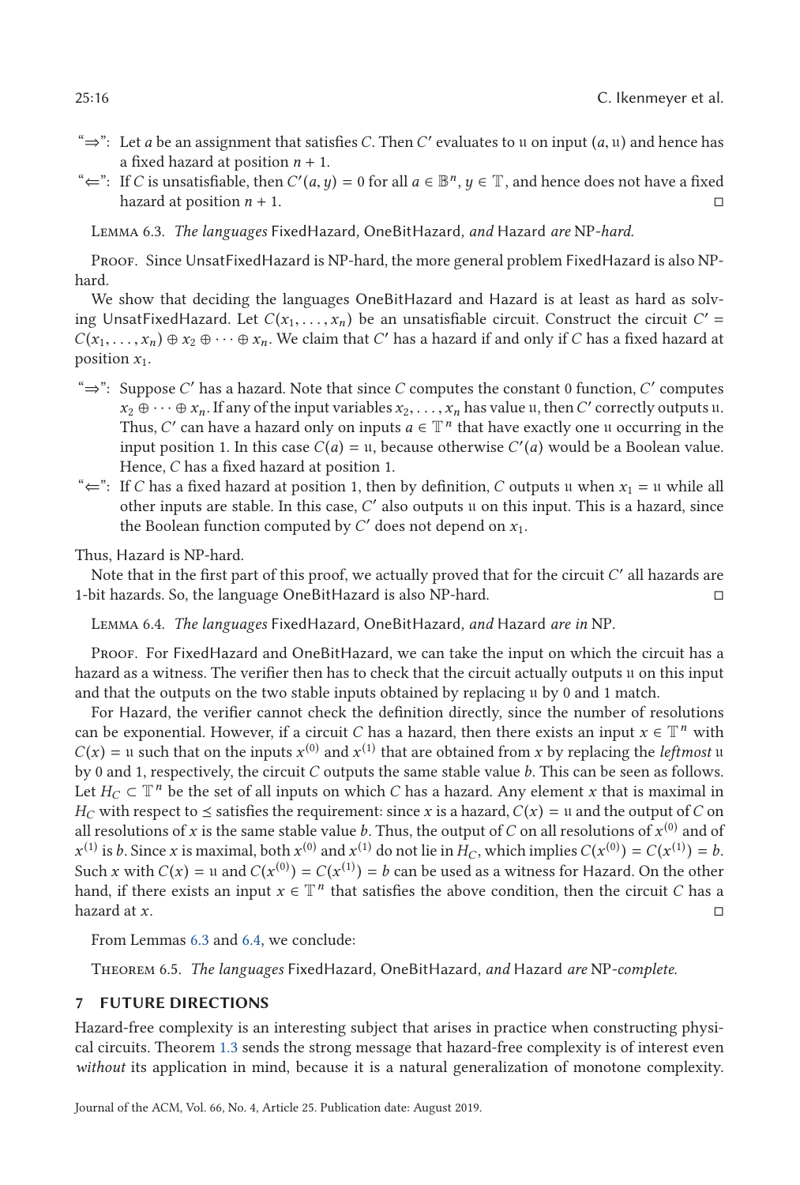"⇒": Let $a$ be an assignment that satisfies $C$. Then $C'$ evaluates to $\mathfrak{u}$ on input $(a, \mathfrak{u})$ and hence has a fixed hazard at position $n + 1$.

"⇐": If $C$ is unsatisfiable, then $C'(a, y) = 0$ for all $a \in \mathbb{B}^n$, $y \in \mathbb{T}$, and hence does not have a fixed hazard at position $n + 1$. □

Lemma 6.3. *The languages* FixedHazard*,* OneBitHazard*, and* Hazard *are* NP*-hard.*

Proof. Since UnsatFixedHazard is NP-hard, the more general problem FixedHazard is also NP-hard.

We show that deciding the languages OneBitHazard and Hazard is at least as hard as solving UnsatFixedHazard. Let $C(x_1, \ldots, x_n)$ be an unsatisfiable circuit. Construct the circuit $C' = C(x_1, \ldots, x_n) \oplus x_2 \oplus \cdots \oplus x_n$. We claim that $C'$ has a hazard if and only if $C$ has a fixed hazard at position $x_1$.

"⇒": Suppose $C'$ has a hazard. Note that since $C$ computes the constant 0 function, $C'$ computes $x_2 \oplus \cdots \oplus x_n$. If any of the input variables $x_2, \ldots, x_n$ has value $\mathfrak{u}$, then $C'$ correctly outputs $\mathfrak{u}$. Thus, $C'$ can have a hazard only on inputs $a \in \mathbb{T}^n$ that have exactly one $\mathfrak{u}$ occurring in the input position 1. In this case $C(a) = \mathfrak{u}$, because otherwise $C'(a)$ would be a Boolean value. Hence, $C$ has a fixed hazard at position 1.

"⇐": If $C$ has a fixed hazard at position 1, then by definition, $C$ outputs $\mathfrak{u}$ when $x_1 = \mathfrak{u}$ while all other inputs are stable. In this case, $C'$ also outputs $\mathfrak{u}$ on this input. This is a hazard, since the Boolean function computed by $C'$ does not depend on $x_1$.

Thus, Hazard is NP-hard.

Note that in the first part of this proof, we actually proved that for the circuit $C'$ all hazards are 1-bit hazards. So, the language OneBitHazard is also NP-hard. □

Lemma 6.4. *The languages* FixedHazard*,* OneBitHazard*, and* Hazard *are in* NP*.*

Proof. For FixedHazard and OneBitHazard, we can take the input on which the circuit has a hazard as a witness. The verifier then has to check that the circuit actually outputs $\mathfrak{u}$ on this input and that the outputs on the two stable inputs obtained by replacing $\mathfrak{u}$ by 0 and 1 match.

For Hazard, the verifier cannot check the definition directly, since the number of resolutions can be exponential. However, if a circuit $C$ has a hazard, then there exists an input $x \in \mathbb{T}^n$ with $C(x) = \mathfrak{u}$ such that on the inputs $x^{(0)}$ and $x^{(1)}$ that are obtained from $x$ by replacing the *leftmost* $\mathfrak{u}$ by 0 and 1, respectively, the circuit $C$ outputs the same stable value $b$. This can be seen as follows. Let $H_C \subset \mathbb{T}^n$ be the set of all inputs on which $C$ has a hazard. Any element $x$ that is maximal in $H_C$ with respect to $\preceq$ satisfies the requirement: since $x$ is a hazard, $C(x) = \mathfrak{u}$ and the output of $C$ on all resolutions of $x$ is the same stable value $b$. Thus, the output of $C$ on all resolutions of $x^{(0)}$ and of $x^{(1)}$ is $b$. Since $x$ is maximal, both $x^{(0)}$ and $x^{(1)}$ do not lie in $H_C$, which implies $C(x^{(0)}) = C(x^{(1)}) = b$. Such $x$ with $C(x) = \mathfrak{u}$ and $C(x^{(0)}) = C(x^{(1)}) = b$ can be used as a witness for Hazard. On the other hand, if there exists an input $x \in \mathbb{T}^n$ that satisfies the above condition, then the circuit $C$ has a hazard at $x$. □

From Lemmas 6.3 and 6.4, we conclude:

Theorem 6.5. *The languages* FixedHazard*,* OneBitHazard*, and* Hazard *are* NP*-complete.*

## 7 FUTURE DIRECTIONS

Hazard-free complexity is an interesting subject that arises in practice when constructing physical circuits. Theorem 1.3 sends the strong message that hazard-free complexity is of interest even *without* its application in mind, because it is a natural generalization of monotone complexity.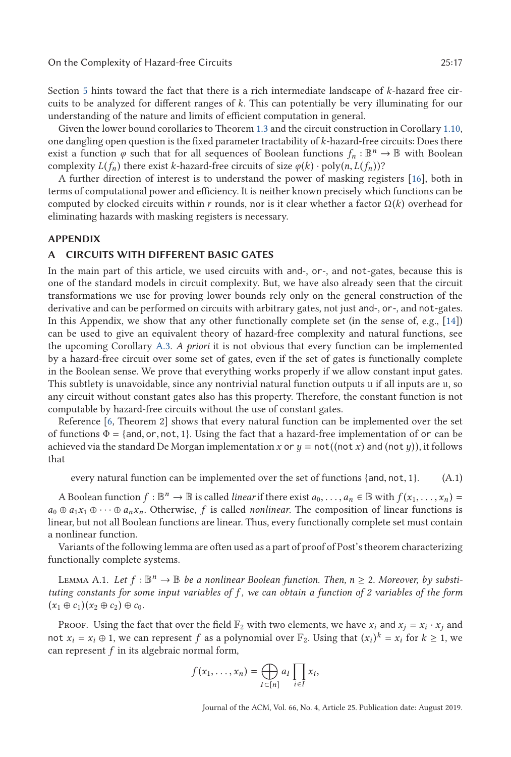Section 5 hints toward the fact that there is a rich intermediate landscape of $k$-hazard free circuits to be analyzed for different ranges of $k$. This can potentially be very illuminating for our understanding of the nature and limits of efficient computation in general.

Given the lower bound corollaries to Theorem 1.3 and the circuit construction in Corollary 1.10, one dangling open question is the fixed parameter tractability of $k$-hazard-free circuits: Does there exist a function $\varphi$ such that for all sequences of Boolean functions $f_n : \mathbb{B}^n \to \mathbb{B}$ with Boolean complexity $L(f_n)$ there exist $k$-hazard-free circuits of size $\varphi(k) \cdot \text{poly}(n, L(f_n))$?

A further direction of interest is to understand the power of masking registers [16], both in terms of computational power and efficiency. It is neither known precisely which functions can be computed by clocked circuits within $r$ rounds, nor is it clear whether a factor $\Omega(k)$ overhead for eliminating hazards with masking registers is necessary.

## APPENDIX

## A CIRCUITS WITH DIFFERENT BASIC GATES

In the main part of this article, we used circuits with and-, or-, and not-gates, because this is one of the standard models in circuit complexity. But, we have also already seen that the circuit transformations we use for proving lower bounds rely only on the general construction of the derivative and can be performed on circuits with arbitrary gates, not just and-, or-, and not-gates. In this Appendix, we show that any other functionally complete set (in the sense of, e.g., [14]) can be used to give an equivalent theory of hazard-free complexity and natural functions, see the upcoming Corollary A.3. *A priori* it is not obvious that every function can be implemented by a hazard-free circuit over some set of gates, even if the set of gates is functionally complete in the Boolean sense. We prove that everything works properly if we allow constant input gates. This subtlety is unavoidable, since any nontrivial natural function outputs $\mathfrak{u}$ if all inputs are $\mathfrak{u}$, so any circuit without constant gates also has this property. Therefore, the constant function is not computable by hazard-free circuits without the use of constant gates.

Reference [6, Theorem 2] shows that every natural function can be implemented over the set of functions $\Phi = \{\text{and}, \text{or}, \text{not}, 1\}$. Using the fact that a hazard-free implementation of or can be achieved via the standard De Morgan implementation $x$ or $y$ = not((not $x$) and (not $y$)), it follows that

$$\text{every natural function can be implemented over the set of functions } \{\text{and}, \text{not}, 1\}. \tag{A.1}$$

A Boolean function $f : \mathbb{B}^n \to \mathbb{B}$ is called *linear* if there exist $a_0, \dots, a_n \in \mathbb{B}$ with $f(x_1, \dots, x_n) = a_0 \oplus a_1 x_1 \oplus \dots \oplus a_n x_n$. Otherwise, $f$ is called *nonlinear*. The composition of linear functions is linear, but not all Boolean functions are linear. Thus, every functionally complete set must contain a nonlinear function.

Variants of the following lemma are often used as a part of proof of Post's theorem characterizing functionally complete systems.

Lemma A.1. *Let $f : \mathbb{B}^n \to \mathbb{B}$ be a nonlinear Boolean function. Then, $n \geq 2$. Moreover, by substituting constants for some input variables of $f$, we can obtain a function of 2 variables of the form $(x_1 \oplus c_1)(x_2 \oplus c_2) \oplus c_0$.*

Proof. Using the fact that over the field $\mathbb{F}_2$ with two elements, we have $x_i$ and $x_j = x_i \cdot x_j$ and not $x_i = x_i \oplus 1$, we can represent $f$ as a polynomial over $\mathbb{F}_2$. Using that $(x_i)^k = x_i$ for $k \geq 1$, we can represent $f$ in its algebraic normal form,

$$f(x_1, \dots, x_n) = \bigoplus_{I \subset [n]} a_I \prod_{i \in I} x_i,$$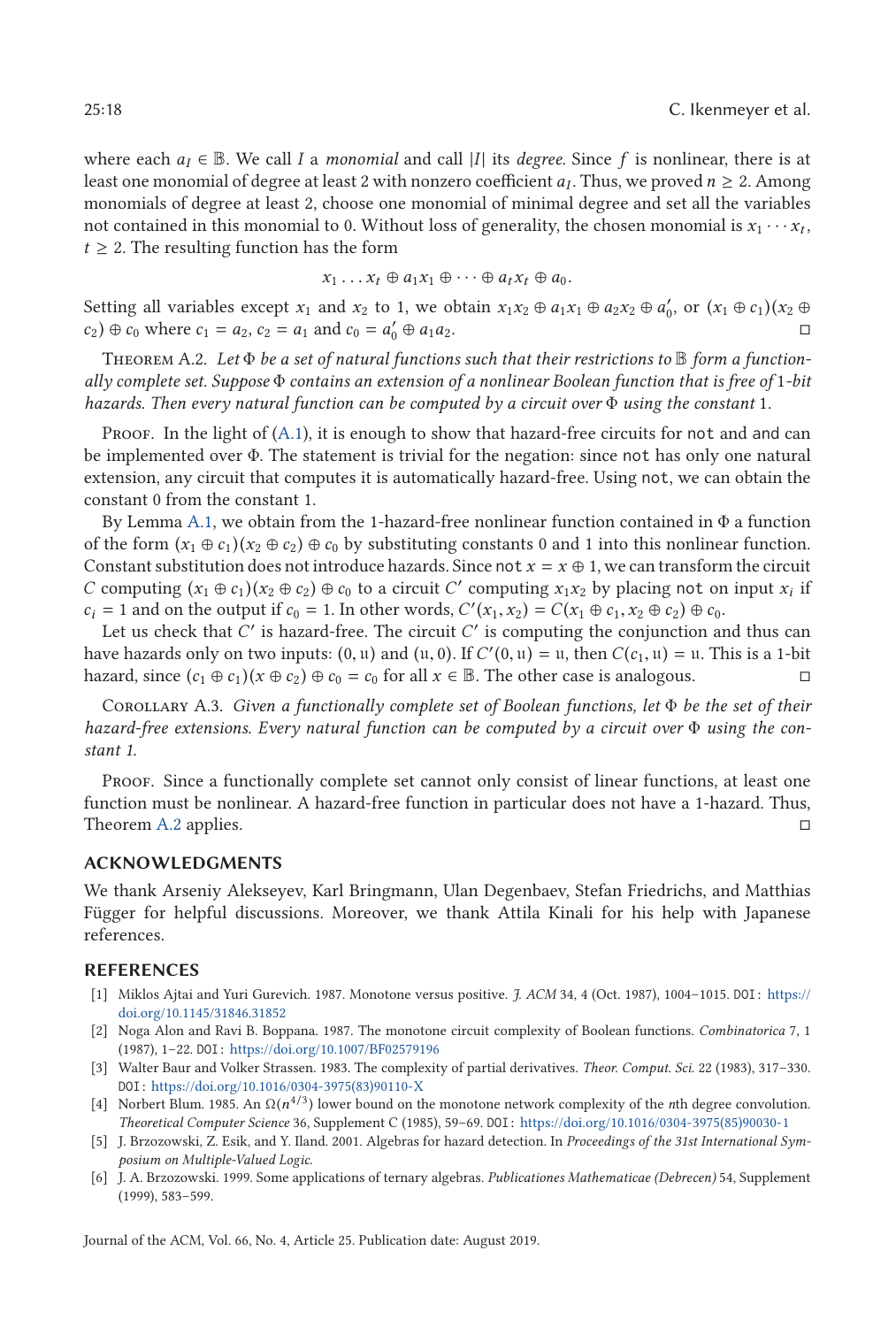where each $a_I \in \mathbb{B}$. We call $I$ a *monomial* and call $|I|$ its *degree*. Since $f$ is nonlinear, there is at least one monomial of degree at least 2 with nonzero coefficient $a_I$. Thus, we proved $n \geq 2$. Among monomials of degree at least 2, choose one monomial of minimal degree and set all the variables not contained in this monomial to 0. Without loss of generality, the chosen monomial is $x_1 \cdots x_t$, $t \geq 2$. The resulting function has the form

$$x_1 \ldots x_t \oplus a_1 x_1 \oplus \cdots \oplus a_t x_t \oplus a_0.$$

Setting all variables except $x_1$ and $x_2$ to 1, we obtain $x_1 x_2 \oplus a_1 x_1 \oplus a_2 x_2 \oplus a_0'$, or $(x_1 \oplus c_1)(x_2 \oplus c_2) \oplus c_0$ where $c_1 = a_2$, $c_2 = a_1$ and $c_0 = a_0' \oplus a_1 a_2$. □

Theorem A.2. *Let $\Phi$ be a set of natural functions such that their restrictions to $\mathbb{B}$ form a functionally complete set. Suppose $\Phi$ contains an extension of a nonlinear Boolean function that is free of 1-bit hazards. Then every natural function can be computed by a circuit over $\Phi$ using the constant 1.*

Proof. In the light of (A.1), it is enough to show that hazard-free circuits for `not` and `and` can be implemented over $\Phi$. The statement is trivial for the negation: since `not` has only one natural extension, any circuit that computes it is automatically hazard-free. Using `not`, we can obtain the constant 0 from the constant 1.

By Lemma A.1, we obtain from the 1-hazard-free nonlinear function contained in $\Phi$ a function of the form $(x_1 \oplus c_1)(x_2 \oplus c_2) \oplus c_0$ by substituting constants 0 and 1 into this nonlinear function. Constant substitution does not introduce hazards. Since $\texttt{not}\ x = x \oplus 1$, we can transform the circuit $C$ computing $(x_1 \oplus c_1)(x_2 \oplus c_2) \oplus c_0$ to a circuit $C'$ computing $x_1 x_2$ by placing `not` on input $x_i$ if $c_i = 1$ and on the output if $c_0 = 1$. In other words, $C'(x_1, x_2) = C(x_1 \oplus c_1, x_2 \oplus c_2) \oplus c_0$.

Let us check that $C'$ is hazard-free. The circuit $C'$ is computing the conjunction and thus can have hazards only on two inputs: $(0, \mathfrak{u})$ and $(\mathfrak{u}, 0)$. If $C'(0, \mathfrak{u}) = \mathfrak{u}$, then $C(c_1, \mathfrak{u}) = \mathfrak{u}$. This is a 1-bit hazard, since $(c_1 \oplus c_1)(x \oplus c_2) \oplus c_0 = c_0$ for all $x \in \mathbb{B}$. The other case is analogous. □

Corollary A.3. *Given a functionally complete set of Boolean functions, let $\Phi$ be the set of their hazard-free extensions. Every natural function can be computed by a circuit over $\Phi$ using the constant 1.*

Proof. Since a functionally complete set cannot only consist of linear functions, at least one function must be nonlinear. A hazard-free function in particular does not have a 1-hazard. Thus, Theorem A.2 applies. □

## ACKNOWLEDGMENTS

We thank Arseniy Alekseyev, Karl Bringmann, Ulan Degenbaev, Stefan Friedrichs, and Matthias Függer for helpful discussions. Moreover, we thank Attila Kinali for his help with Japanese references.

## REFERENCES

[1] Miklos Ajtai and Yuri Gurevich. 1987. Monotone versus positive. *J. ACM* 34, 4 (Oct. 1987), 1004–1015. DOI: https://doi.org/10.1145/31846.31852

[2] Noga Alon and Ravi B. Boppana. 1987. The monotone circuit complexity of Boolean functions. *Combinatorica* 7, 1 (1987), 1–22. DOI: https://doi.org/10.1007/BF02579196

[3] Walter Baur and Volker Strassen. 1983. The complexity of partial derivatives. *Theor. Comput. Sci.* 22 (1983), 317–330. DOI: https://doi.org/10.1016/0304-3975(83)90110-X

[4] Norbert Blum. 1985. An $\Omega(n^{4/3})$ lower bound on the monotone network complexity of the $n$th degree convolution. *Theoretical Computer Science* 36, Supplement C (1985), 59–69. DOI: https://doi.org/10.1016/0304-3975(85)90030-1

[5] J. Brzozowski, Z. Esik, and Y. Iland. 2001. Algebras for hazard detection. In *Proceedings of the 31st International Symposium on Multiple-Valued Logic*.

[6] J. A. Brzozowski. 1999. Some applications of ternary algebras. *Publicationes Mathematicae (Debrecen)* 54, Supplement (1999), 583–599.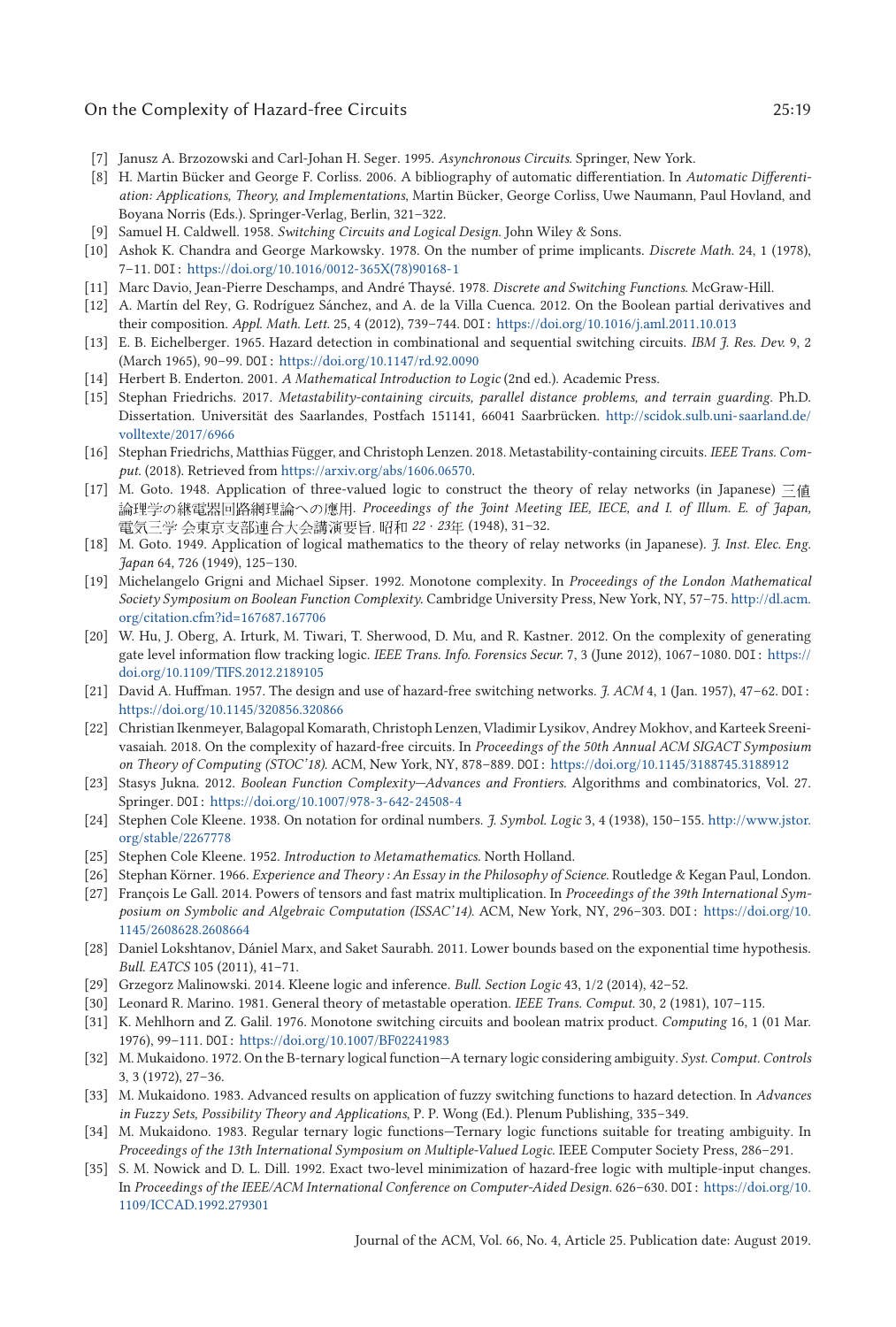[7] Janusz A. Brzozowski and Carl-Johan H. Seger. 1995. *Asynchronous Circuits*. Springer, New York.

[8] H. Martin Bücker and George F. Corliss. 2006. A bibliography of automatic differentiation. In *Automatic Differentiation: Applications, Theory, and Implementations*, Martin Bücker, George Corliss, Uwe Naumann, Paul Hovland, and Boyana Norris (Eds.). Springer-Verlag, Berlin, 321–322.

[9] Samuel H. Caldwell. 1958. *Switching Circuits and Logical Design*. John Wiley & Sons.

[10] Ashok K. Chandra and George Markowsky. 1978. On the number of prime implicants. *Discrete Math.* 24, 1 (1978), 7–11. DOI: https://doi.org/10.1016/0012-365X(78)90168-1

[11] Marc Davio, Jean-Pierre Deschamps, and André Thayse. 1978. *Discrete and Switching Functions*. McGraw-Hill.

[12] A. Martín del Rey, G. Rodríguez Sánchez, and A. de la Villa Cuenca. 2012. On the Boolean partial derivatives and their composition. *Appl. Math. Lett.* 25, 4 (2012), 739–744. DOI: https://doi.org/10.1016/j.aml.2011.10.013

[13] E. B. Eichelberger. 1965. Hazard detection in combinational and sequential switching circuits. *IBM J. Res. Dev.* 9, 2 (March 1965), 90–99. DOI: https://doi.org/10.1147/rd.92.0090

[14] Herbert B. Enderton. 2001. *A Mathematical Introduction to Logic* (2nd ed.). Academic Press.

[15] Stephan Friedrichs. 2017. *Metastability-containing circuits, parallel distance problems, and terrain guarding*. Ph.D. Dissertation. Universität des Saarlandes, Postfach 151141, 66041 Saarbrücken. http://scidok.sulb.uni-saarland.de/volltexte/2017/6966

[16] Stephan Friedrichs, Matthias Függer, and Christoph Lenzen. 2018. Metastability-containing circuits. *IEEE Trans. Comput.* (2018). Retrieved from https://arxiv.org/abs/1606.06570.

[17] M. Goto. 1948. Application of three-valued logic to construct the theory of relay networks (in Japanese) 三値論理学の継電器回路網理論への應用. *Proceedings of the Joint Meeting IEE, IECE, and I. of Illum. E. of Japan, 電気三学 会東京支部連合大会講演要旨. 昭和 22 · 23年* (1948), 31–32.

[18] M. Goto. 1949. Application of logical mathematics to the theory of relay networks (in Japanese). *J. Inst. Elec. Eng. Japan* 64, 726 (1949), 125–130.

[19] Michelangelo Grigni and Michael Sipser. 1992. Monotone complexity. In *Proceedings of the London Mathematical Society Symposium on Boolean Function Complexity*. Cambridge University Press, New York, NY, 57–75. http://dl.acm.org/citation.cfm?id=167687.167706

[20] W. Hu, J. Oberg, A. Irturk, M. Tiwari, T. Sherwood, D. Mu, and R. Kastner. 2012. On the complexity of generating gate level information flow tracking logic. *IEEE Trans. Info. Forensics Secur.* 7, 3 (June 2012), 1067–1080. DOI: https://doi.org/10.1109/TIFS.2012.2189105

[21] David A. Huffman. 1957. The design and use of hazard-free switching networks. *J. ACM* 4, 1 (Jan. 1957), 47–62. DOI: https://doi.org/10.1145/320856.320866

[22] Christian Ikenmeyer, Balagopal Komarath, Christoph Lenzen, Vladimir Lysikov, Andrey Mokhov, and Karteek Sreenivasaiah. 2018. On the complexity of hazard-free circuits. In *Proceedings of the 50th Annual ACM SIGACT Symposium on Theory of Computing (STOC'18)*. ACM, New York, NY, 878–889. DOI: https://doi.org/10.1145/3188745.3188912

[23] Stasys Jukna. 2012. *Boolean Function Complexity—Advances and Frontiers*. Algorithms and combinatorics, Vol. 27. Springer. DOI: https://doi.org/10.1007/978-3-642-24508-4

[24] Stephen Cole Kleene. 1938. On notation for ordinal numbers. *J. Symbol. Logic* 3, 4 (1938), 150–155. http://www.jstor.org/stable/2267778

[25] Stephen Cole Kleene. 1952. *Introduction to Metamathematics*. North Holland.

[26] Stephan Körner. 1966. *Experience and Theory : An Essay in the Philosophy of Science*. Routledge & Kegan Paul, London.

[27] François Le Gall. 2014. Powers of tensors and fast matrix multiplication. In *Proceedings of the 39th International Symposium on Symbolic and Algebraic Computation (ISSAC'14)*. ACM, New York, NY, 296–303. DOI: https://doi.org/10.1145/2608628.2608664

[28] Daniel Lokshtanov, Dániel Marx, and Saket Saurabh. 2011. Lower bounds based on the exponential time hypothesis. *Bull. EATCS* 105 (2011), 41–71.

[29] Grzegorz Malinowski. 2014. Kleene logic and inference. *Bull. Section Logic* 43, 1/2 (2014), 42–52.

[30] Leonard R. Marino. 1981. General theory of metastable operation. *IEEE Trans. Comput.* 30, 2 (1981), 107–115.

[31] K. Mehlhorn and Z. Galil. 1976. Monotone switching circuits and boolean matrix product. *Computing* 16, 1 (01 Mar. 1976), 99–111. DOI: https://doi.org/10.1007/BF02241983

[32] M. Mukaidono. 1972. On the B-ternary logical function—A ternary logic considering ambiguity. *Syst. Comput. Controls* 3, 3 (1972), 27–36.

[33] M. Mukaidono. 1983. Advanced results on application of fuzzy switching functions to hazard detection. In *Advances in Fuzzy Sets, Possibility Theory and Applications*, P. P. Wong (Ed.). Plenum Publishing, 335–349.

[34] M. Mukaidono. 1983. Regular ternary logic functions—Ternary logic functions suitable for treating ambiguity. In *Proceedings of the 13th International Symposium on Multiple-Valued Logic*. IEEE Computer Society Press, 286–291.

[35] S. M. Nowick and D. L. Dill. 1992. Exact two-level minimization of hazard-free logic with multiple-input changes. In *Proceedings of the IEEE/ACM International Conference on Computer-Aided Design*. 626–630. DOI: https://doi.org/10.1109/ICCAD.1992.279301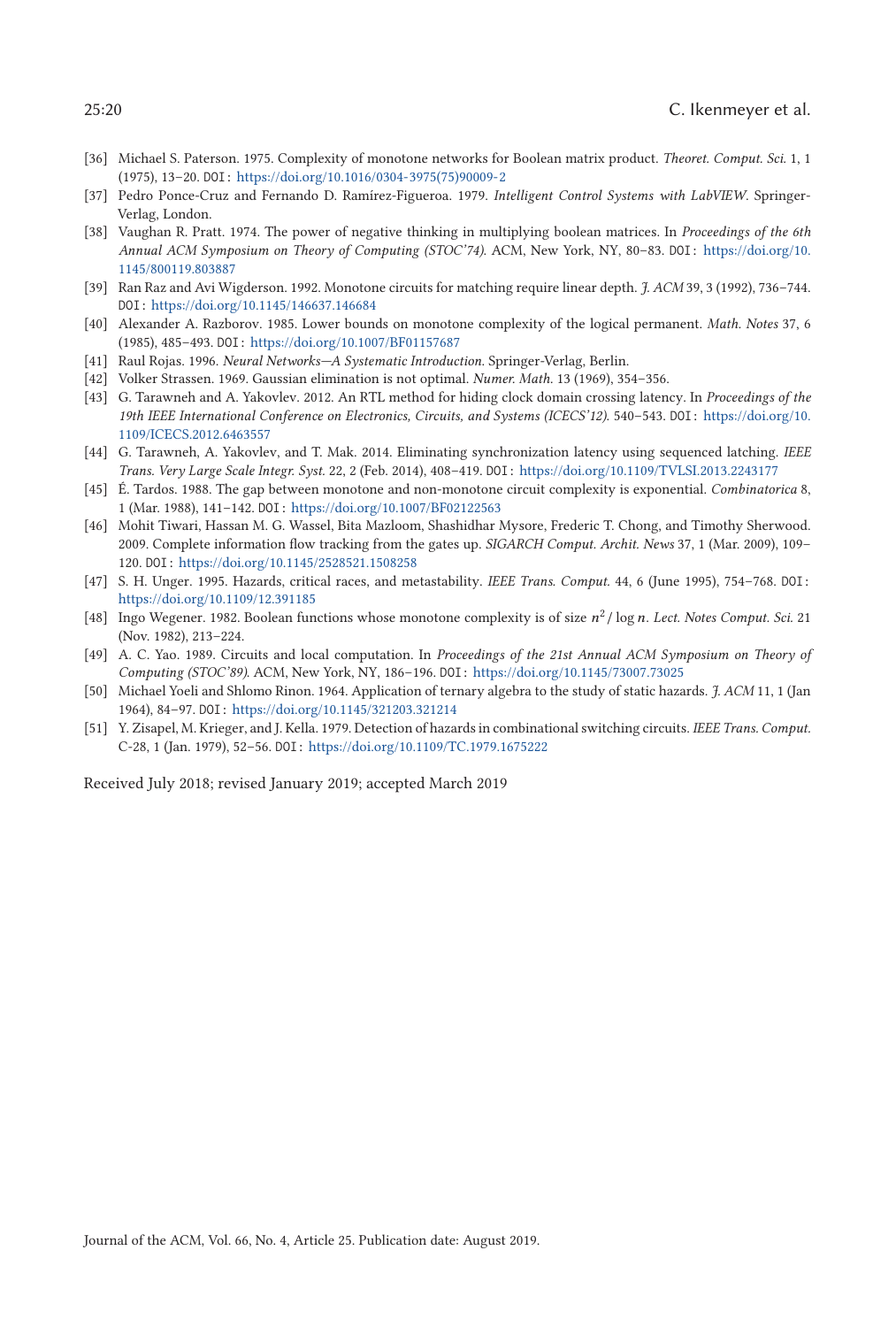[36] Michael S. Paterson. 1975. Complexity of monotone networks for Boolean matrix product. *Theoret. Comput. Sci.* 1, 1 (1975), 13–20. DOI: https://doi.org/10.1016/0304-3975(75)90009-2

[37] Pedro Ponce-Cruz and Fernando D. Ramírez-Figueroa. 1979. *Intelligent Control Systems with LabVIEW*. Springer-Verlag, London.

[38] Vaughan R. Pratt. 1974. The power of negative thinking in multiplying boolean matrices. In *Proceedings of the 6th Annual ACM Symposium on Theory of Computing (STOC'74)*. ACM, New York, NY, 80–83. DOI: https://doi.org/10.1145/800119.803887

[39] Ran Raz and Avi Wigderson. 1992. Monotone circuits for matching require linear depth. *J. ACM* 39, 3 (1992), 736–744. DOI: https://doi.org/10.1145/146637.146684

[40] Alexander A. Razborov. 1985. Lower bounds on monotone complexity of the logical permanent. *Math. Notes* 37, 6 (1985), 485–493. DOI: https://doi.org/10.1007/BF01157687

[41] Raul Rojas. 1996. *Neural Networks—A Systematic Introduction*. Springer-Verlag, Berlin.

[42] Volker Strassen. 1969. Gaussian elimination is not optimal. *Numer. Math.* 13 (1969), 354–356.

[43] G. Tarawneh and A. Yakovlev. 2012. An RTL method for hiding clock domain crossing latency. In *Proceedings of the 19th IEEE International Conference on Electronics, Circuits, and Systems (ICECS'12)*. 540–543. DOI: https://doi.org/10.1109/ICECS.2012.6463557

[44] G. Tarawneh, A. Yakovlev, and T. Mak. 2014. Eliminating synchronization latency using sequenced latching. *IEEE Trans. Very Large Scale Integr. Syst.* 22, 2 (Feb. 2014), 408–419. DOI: https://doi.org/10.1109/TVLSI.2013.2243177

[45] É. Tardos. 1988. The gap between monotone and non-monotone circuit complexity is exponential. *Combinatorica* 8, 1 (Mar. 1988), 141–142. DOI: https://doi.org/10.1007/BF02122563

[46] Mohit Tiwari, Hassan M. G. Wassel, Bita Mazloom, Shashidhar Mysore, Frederic T. Chong, and Timothy Sherwood. 2009. Complete information flow tracking from the gates up. *SIGARCH Comput. Archit. News* 37, 1 (Mar. 2009), 109–120. DOI: https://doi.org/10.1145/2528521.1508258

[47] S. H. Unger. 1995. Hazards, critical races, and metastability. *IEEE Trans. Comput.* 44, 6 (June 1995), 754–768. DOI: https://doi.org/10.1109/12.391185

[48] Ingo Wegener. 1982. Boolean functions whose monotone complexity is of size $n^2/\log n$. *Lect. Notes Comput. Sci.* 21 (Nov. 1982), 213–224.

[49] A. C. Yao. 1989. Circuits and local computation. In *Proceedings of the 21st Annual ACM Symposium on Theory of Computing (STOC'89)*. ACM, New York, NY, 186–196. DOI: https://doi.org/10.1145/73007.73025

[50] Michael Yoeli and Shlomo Rinon. 1964. Application of ternary algebra to the study of static hazards. *J. ACM* 11, 1 (Jan 1964), 84–97. DOI: https://doi.org/10.1145/321203.321214

[51] Y. Zisapel, M. Krieger, and J. Kella. 1979. Detection of hazards in combinational switching circuits. *IEEE Trans. Comput.* C-28, 1 (Jan. 1979), 52–56. DOI: https://doi.org/10.1109/TC.1979.1675222

Received July 2018; revised January 2019; accepted March 2019